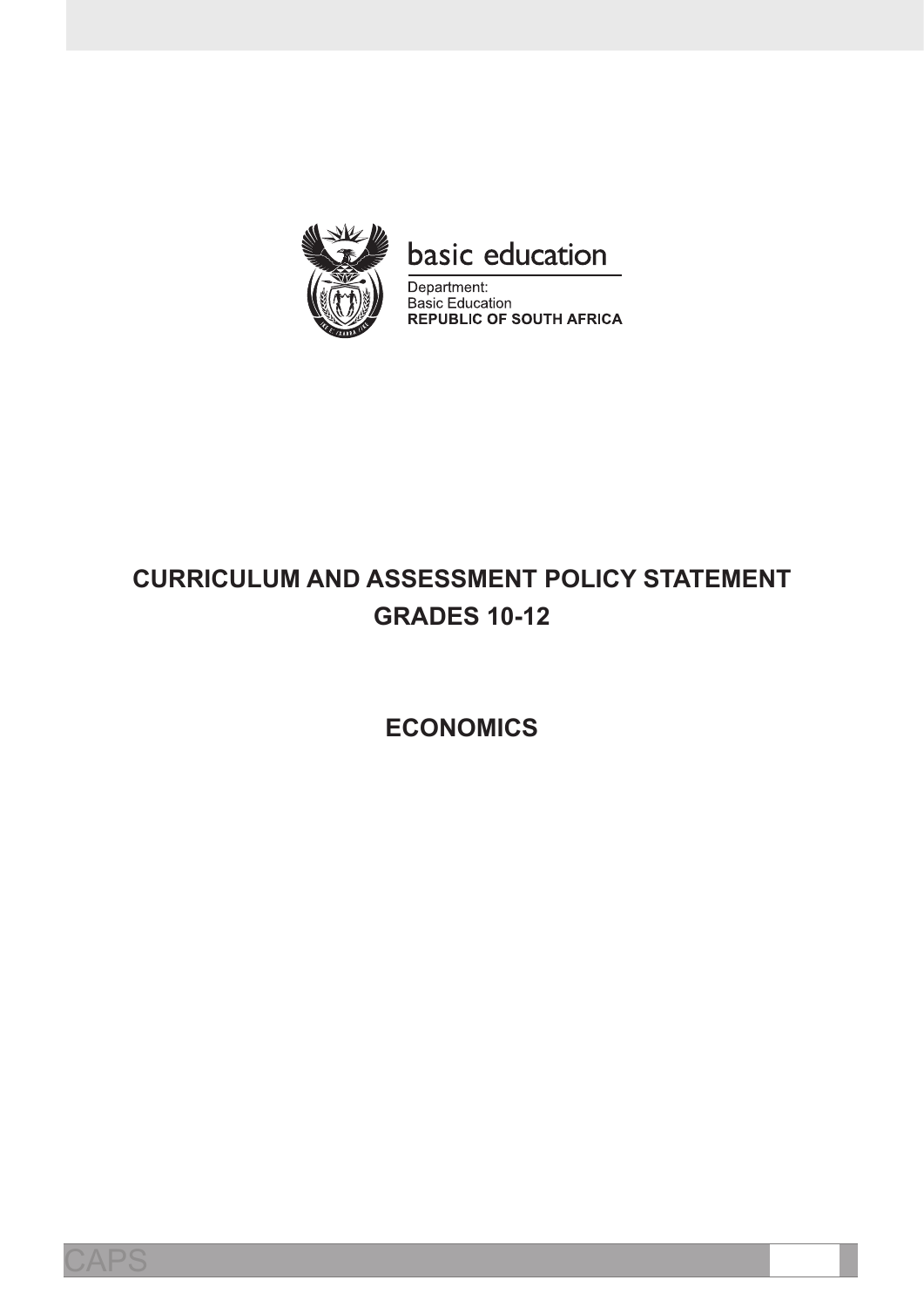basic education

Department:
Basic Education
**REPUBLIC OF SOUTH AFRICA**

# CURRICULUM AND ASSESSMENT POLICY STATEMENT
# GRADES 10-12

# ECONOMICS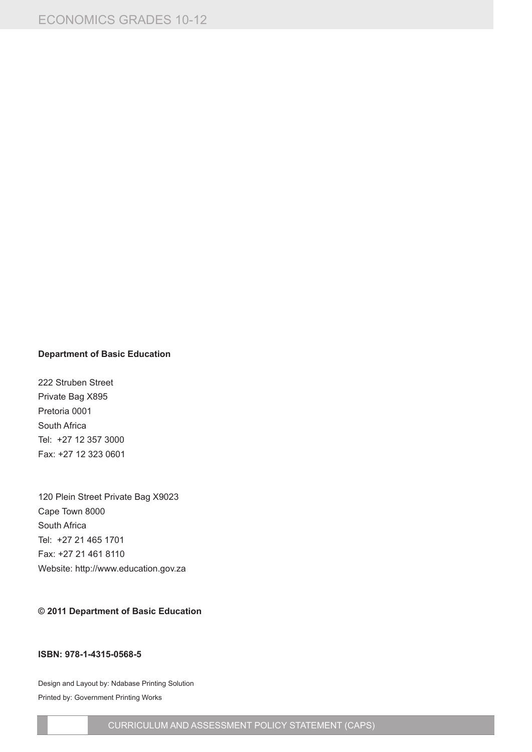**Department of Basic Education**

222 Struben Street
Private Bag X895
Pretoria 0001
South Africa
Tel: +27 12 357 3000
Fax: +27 12 323 0601

120 Plein Street Private Bag X9023
Cape Town 8000
South Africa
Tel: +27 21 465 1701
Fax: +27 21 461 8110
Website: http://www.education.gov.za

**© 2011 Department of Basic Education**

**ISBN: 978-1-4315-0568-5**

Design and Layout by: Ndabase Printing Solution
Printed by: Government Printing Works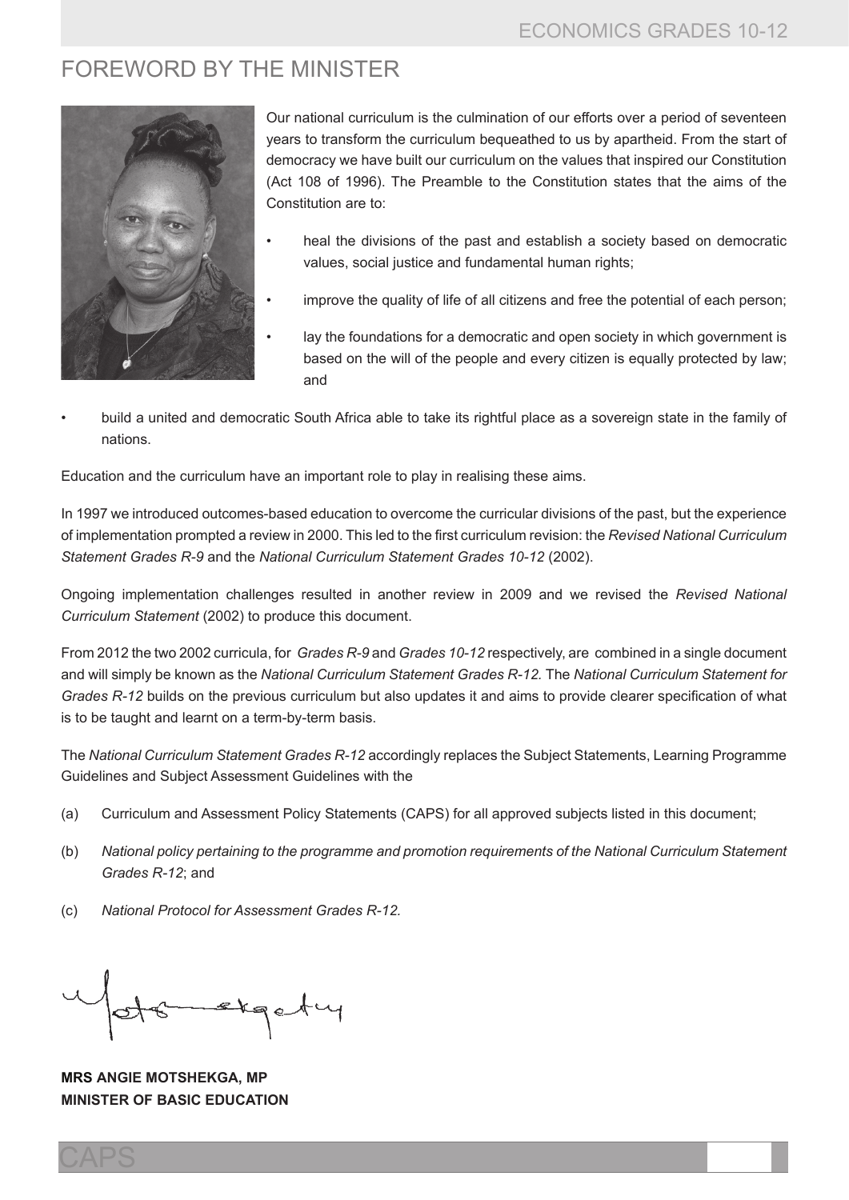# FOREWORD BY THE MINISTER

Our national curriculum is the culmination of our efforts over a period of seventeen years to transform the curriculum bequeathed to us by apartheid. From the start of democracy we have built our curriculum on the values that inspired our Constitution (Act 108 of 1996). The Preamble to the Constitution states that the aims of the Constitution are to:

- heal the divisions of the past and establish a society based on democratic values, social justice and fundamental human rights;
- improve the quality of life of all citizens and free the potential of each person;
- lay the foundations for a democratic and open society in which government is based on the will of the people and every citizen is equally protected by law; and
- build a united and democratic South Africa able to take its rightful place as a sovereign state in the family of nations.

Education and the curriculum have an important role to play in realising these aims.

In 1997 we introduced outcomes-based education to overcome the curricular divisions of the past, but the experience of implementation prompted a review in 2000. This led to the first curriculum revision: the *Revised National Curriculum Statement Grades R-9* and the *National Curriculum Statement Grades 10-12* (2002).

Ongoing implementation challenges resulted in another review in 2009 and we revised the *Revised National Curriculum Statement* (2002) to produce this document.

From 2012 the two 2002 curricula, for *Grades R-9* and *Grades 10-12* respectively, are combined in a single document and will simply be known as the *National Curriculum Statement Grades R-12.* The *National Curriculum Statement for Grades R-12* builds on the previous curriculum but also updates it and aims to provide clearer specification of what is to be taught and learnt on a term-by-term basis.

The *National Curriculum Statement Grades R-12* accordingly replaces the Subject Statements, Learning Programme Guidelines and Subject Assessment Guidelines with the

(a) Curriculum and Assessment Policy Statements (CAPS) for all approved subjects listed in this document;

(b) *National policy pertaining to the programme and promotion requirements of the National Curriculum Statement Grades R-12*; and

(c) *National Protocol for Assessment Grades R-12.*

**MRS ANGIE MOTSHEKGA, MP**
**MINISTER OF BASIC EDUCATION**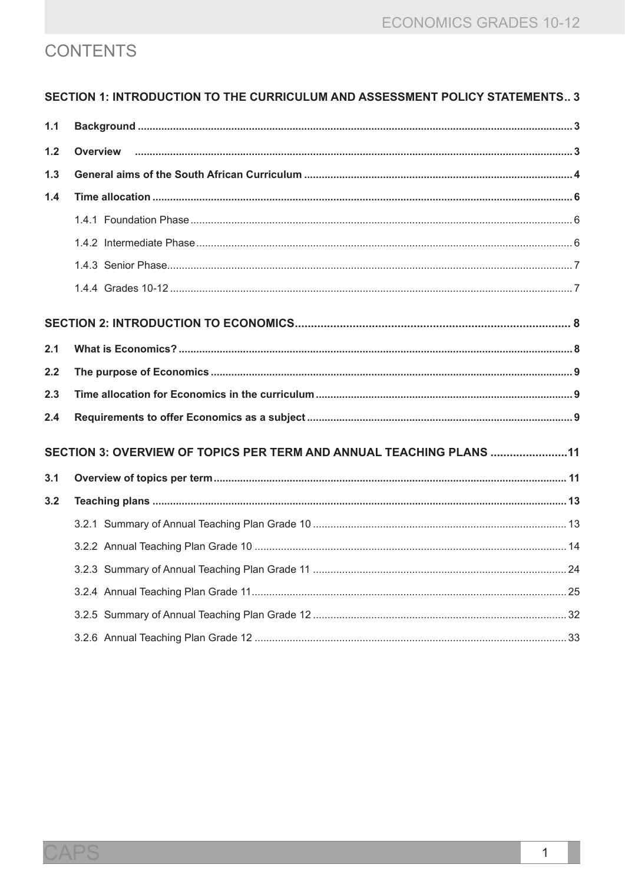# CONTENTS

**SECTION 1: INTRODUCTION TO THE CURRICULUM AND ASSESSMENT POLICY STATEMENTS.. 3**

**1.1 Background .......... 3**

**1.2 Overview .......... 3**

**1.3 General aims of the South African Curriculum .......... 4**

**1.4 Time allocation .......... 6**

1.4.1 Foundation Phase .......... 6

1.4.2 Intermediate Phase .......... 6

1.4.3 Senior Phase .......... 7

1.4.4 Grades 10-12 .......... 7

**SECTION 2: INTRODUCTION TO ECONOMICS .......... 8**

**2.1 What is Economics? .......... 8**

**2.2 The purpose of Economics .......... 9**

**2.3 Time allocation for Economics in the curriculum .......... 9**

**2.4 Requirements to offer Economics as a subject .......... 9**

**SECTION 3: OVERVIEW OF TOPICS PER TERM AND ANNUAL TEACHING PLANS .......... 11**

**3.1 Overview of topics per term .......... 11**

**3.2 Teaching plans .......... 13**

3.2.1 Summary of Annual Teaching Plan Grade 10 .......... 13

3.2.2 Annual Teaching Plan Grade 10 .......... 14

3.2.3 Summary of Annual Teaching Plan Grade 11 .......... 24

3.2.4 Annual Teaching Plan Grade 11 .......... 25

3.2.5 Summary of Annual Teaching Plan Grade 12 .......... 32

3.2.6 Annual Teaching Plan Grade 12 .......... 33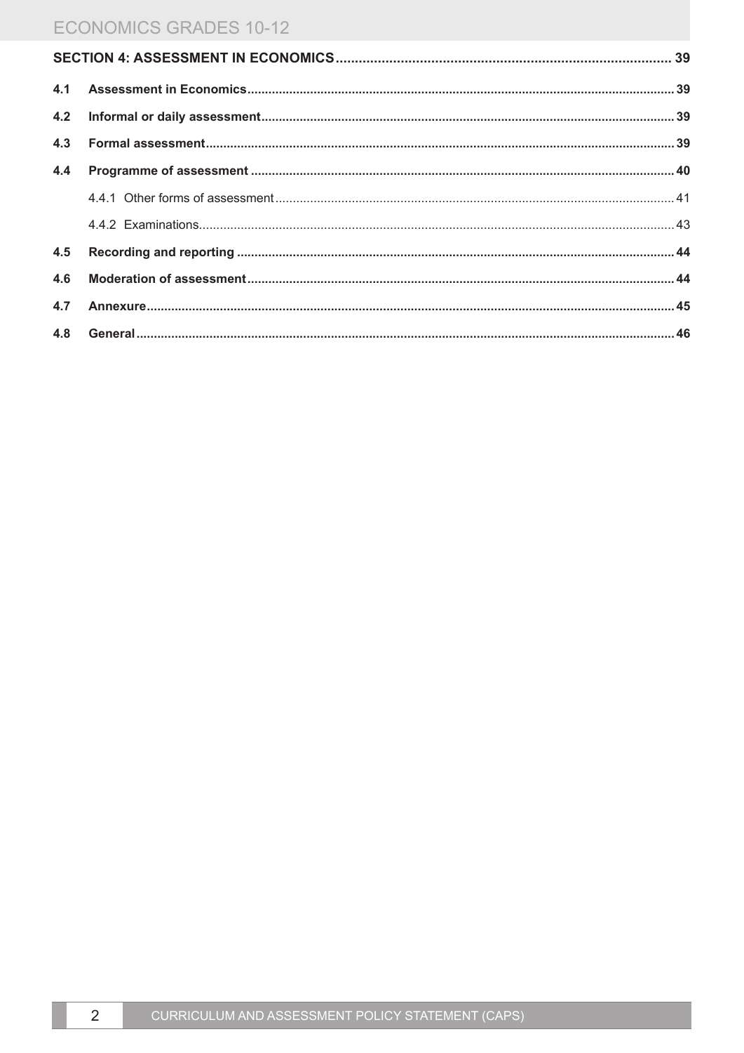| | | |
|---|---|---|
| **SECTION 4: ASSESSMENT IN ECONOMICS** | | **39** |
| **4.1** | **Assessment in Economics** | **39** |
| **4.2** | **Informal or daily assessment** | **39** |
| **4.3** | **Formal assessment** | **39** |
| **4.4** | **Programme of assessment** | **40** |
| | 4.4.1 Other forms of assessment | 41 |
| | 4.4.2 Examinations | 43 |
| **4.5** | **Recording and reporting** | **44** |
| **4.6** | **Moderation of assessment** | **44** |
| **4.7** | **Annexure** | **45** |
| **4.8** | **General** | **46** |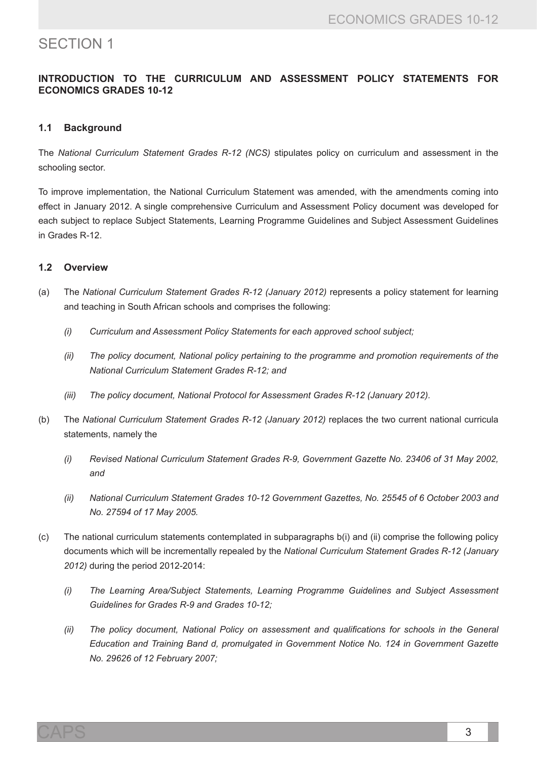# SECTION 1

## INTRODUCTION TO THE CURRICULUM AND ASSESSMENT POLICY STATEMENTS FOR ECONOMICS GRADES 10-12

### 1.1 Background

The *National Curriculum Statement Grades R-12 (NCS)* stipulates policy on curriculum and assessment in the schooling sector.

To improve implementation, the National Curriculum Statement was amended, with the amendments coming into effect in January 2012. A single comprehensive Curriculum and Assessment Policy document was developed for each subject to replace Subject Statements, Learning Programme Guidelines and Subject Assessment Guidelines in Grades R-12.

### 1.2 Overview

(a) The *National Curriculum Statement Grades R-12 (January 2012)* represents a policy statement for learning and teaching in South African schools and comprises the following:

*(i) Curriculum and Assessment Policy Statements for each approved school subject;*

*(ii) The policy document, National policy pertaining to the programme and promotion requirements of the National Curriculum Statement Grades R-12; and*

*(iii) The policy document, National Protocol for Assessment Grades R-12 (January 2012).*

(b) The *National Curriculum Statement Grades R-12 (January 2012)* replaces the two current national curricula statements, namely the

*(i) Revised National Curriculum Statement Grades R-9, Government Gazette No. 23406 of 31 May 2002, and*

*(ii) National Curriculum Statement Grades 10-12 Government Gazettes, No. 25545 of 6 October 2003 and No. 27594 of 17 May 2005.*

(c) The national curriculum statements contemplated in subparagraphs b(i) and (ii) comprise the following policy documents which will be incrementally repealed by the *National Curriculum Statement Grades R-12 (January 2012)* during the period 2012-2014:

*(i) The Learning Area/Subject Statements, Learning Programme Guidelines and Subject Assessment Guidelines for Grades R-9 and Grades 10-12;*

*(ii) The policy document, National Policy on assessment and qualifications for schools in the General Education and Training Band d, promulgated in Government Notice No. 124 in Government Gazette No. 29626 of 12 February 2007;*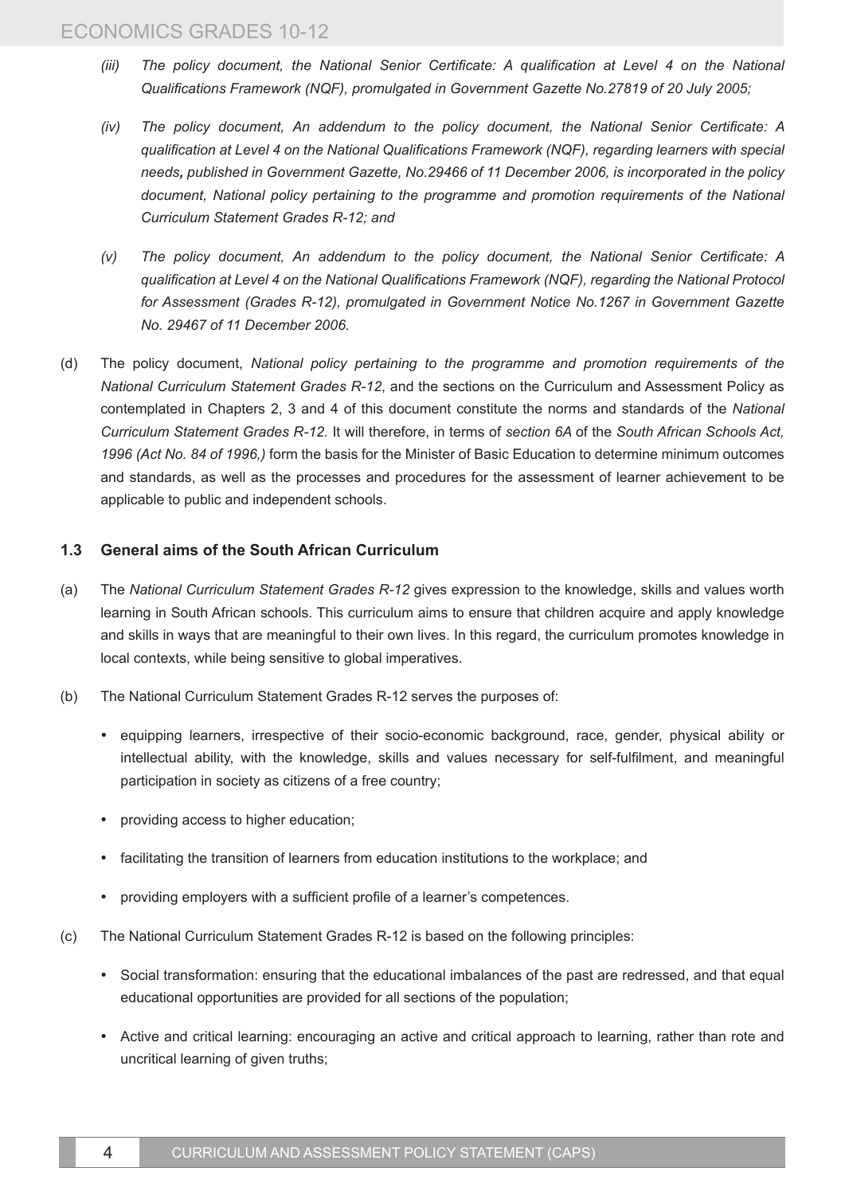*(iii) The policy document, the National Senior Certificate: A qualification at Level 4 on the National Qualifications Framework (NQF), promulgated in Government Gazette No.27819 of 20 July 2005;*

*(iv) The policy document, An addendum to the policy document, the National Senior Certificate: A qualification at Level 4 on the National Qualifications Framework (NQF), regarding learners with special needs, published in Government Gazette, No.29466 of 11 December 2006, is incorporated in the policy document, National policy pertaining to the programme and promotion requirements of the National Curriculum Statement Grades R-12; and*

*(v) The policy document, An addendum to the policy document, the National Senior Certificate: A qualification at Level 4 on the National Qualifications Framework (NQF), regarding the National Protocol for Assessment (Grades R-12), promulgated in Government Notice No.1267 in Government Gazette No. 29467 of 11 December 2006.*

(d) The policy document, *National policy pertaining to the programme and promotion requirements of the National Curriculum Statement Grades R-12*, and the sections on the Curriculum and Assessment Policy as contemplated in Chapters 2, 3 and 4 of this document constitute the norms and standards of the *National Curriculum Statement Grades R-12.* It will therefore, in terms of *section 6A* of the *South African Schools Act, 1996 (Act No. 84 of 1996,)* form the basis for the Minister of Basic Education to determine minimum outcomes and standards, as well as the processes and procedures for the assessment of learner achievement to be applicable to public and independent schools.

### 1.3 General aims of the South African Curriculum

(a) The *National Curriculum Statement Grades R-12* gives expression to the knowledge, skills and values worth learning in South African schools. This curriculum aims to ensure that children acquire and apply knowledge and skills in ways that are meaningful to their own lives. In this regard, the curriculum promotes knowledge in local contexts, while being sensitive to global imperatives.

(b) The National Curriculum Statement Grades R-12 serves the purposes of:

- equipping learners, irrespective of their socio-economic background, race, gender, physical ability or intellectual ability, with the knowledge, skills and values necessary for self-fulfilment, and meaningful participation in society as citizens of a free country;
- providing access to higher education;
- facilitating the transition of learners from education institutions to the workplace; and
- providing employers with a sufficient profile of a learner's competences.

(c) The National Curriculum Statement Grades R-12 is based on the following principles:

- Social transformation: ensuring that the educational imbalances of the past are redressed, and that equal educational opportunities are provided for all sections of the population;
- Active and critical learning: encouraging an active and critical approach to learning, rather than rote and uncritical learning of given truths;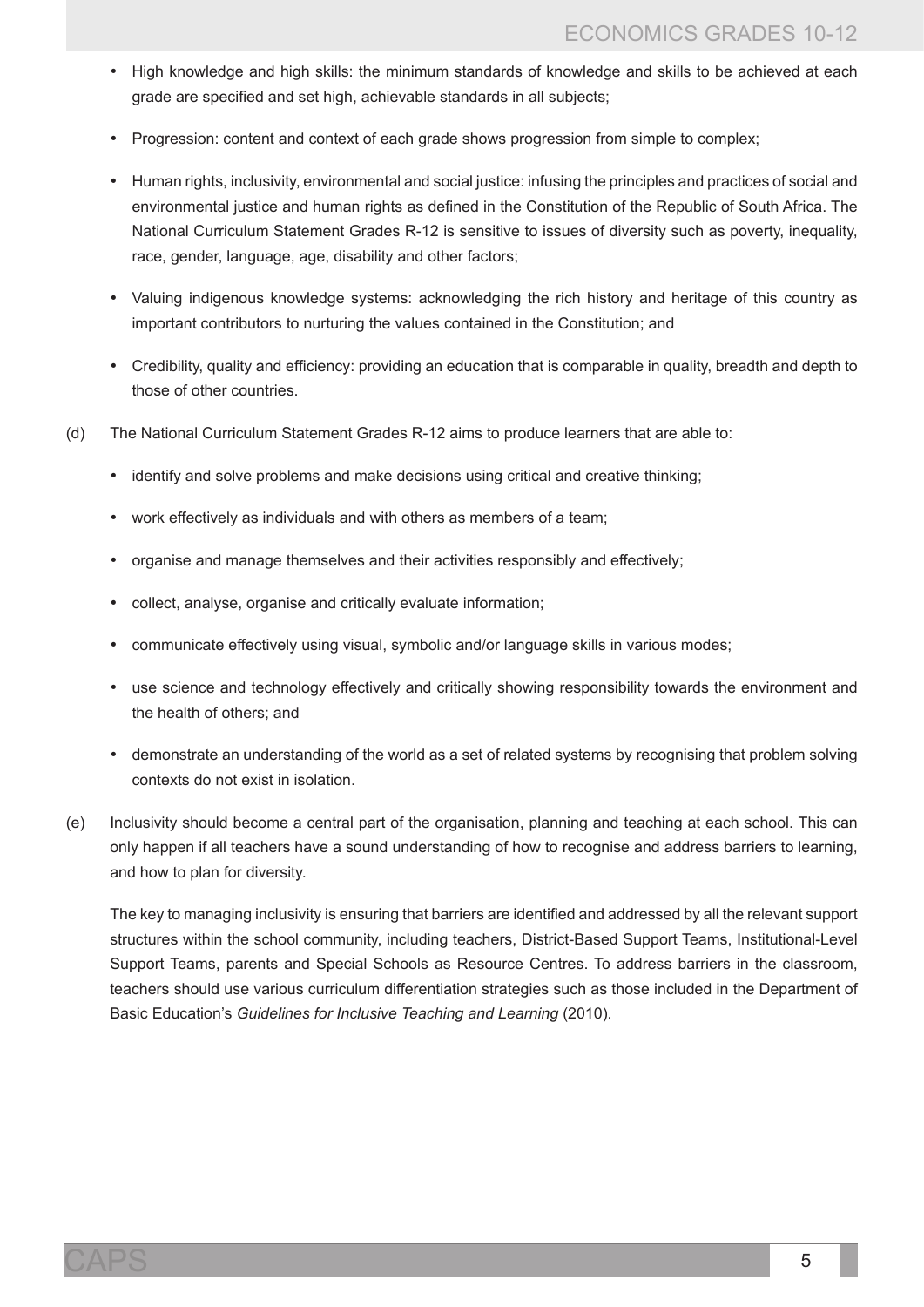- High knowledge and high skills: the minimum standards of knowledge and skills to be achieved at each grade are specified and set high, achievable standards in all subjects;
- Progression: content and context of each grade shows progression from simple to complex;
- Human rights, inclusivity, environmental and social justice: infusing the principles and practices of social and environmental justice and human rights as defined in the Constitution of the Republic of South Africa. The National Curriculum Statement Grades R-12 is sensitive to issues of diversity such as poverty, inequality, race, gender, language, age, disability and other factors;
- Valuing indigenous knowledge systems: acknowledging the rich history and heritage of this country as important contributors to nurturing the values contained in the Constitution; and
- Credibility, quality and efficiency: providing an education that is comparable in quality, breadth and depth to those of other countries.

(d) The National Curriculum Statement Grades R-12 aims to produce learners that are able to:

- identify and solve problems and make decisions using critical and creative thinking;
- work effectively as individuals and with others as members of a team;
- organise and manage themselves and their activities responsibly and effectively;
- collect, analyse, organise and critically evaluate information;
- communicate effectively using visual, symbolic and/or language skills in various modes;
- use science and technology effectively and critically showing responsibility towards the environment and the health of others; and
- demonstrate an understanding of the world as a set of related systems by recognising that problem solving contexts do not exist in isolation.

(e) Inclusivity should become a central part of the organisation, planning and teaching at each school. This can only happen if all teachers have a sound understanding of how to recognise and address barriers to learning, and how to plan for diversity.

The key to managing inclusivity is ensuring that barriers are identified and addressed by all the relevant support structures within the school community, including teachers, District-Based Support Teams, Institutional-Level Support Teams, parents and Special Schools as Resource Centres. To address barriers in the classroom, teachers should use various curriculum differentiation strategies such as those included in the Department of Basic Education's *Guidelines for Inclusive Teaching and Learning* (2010).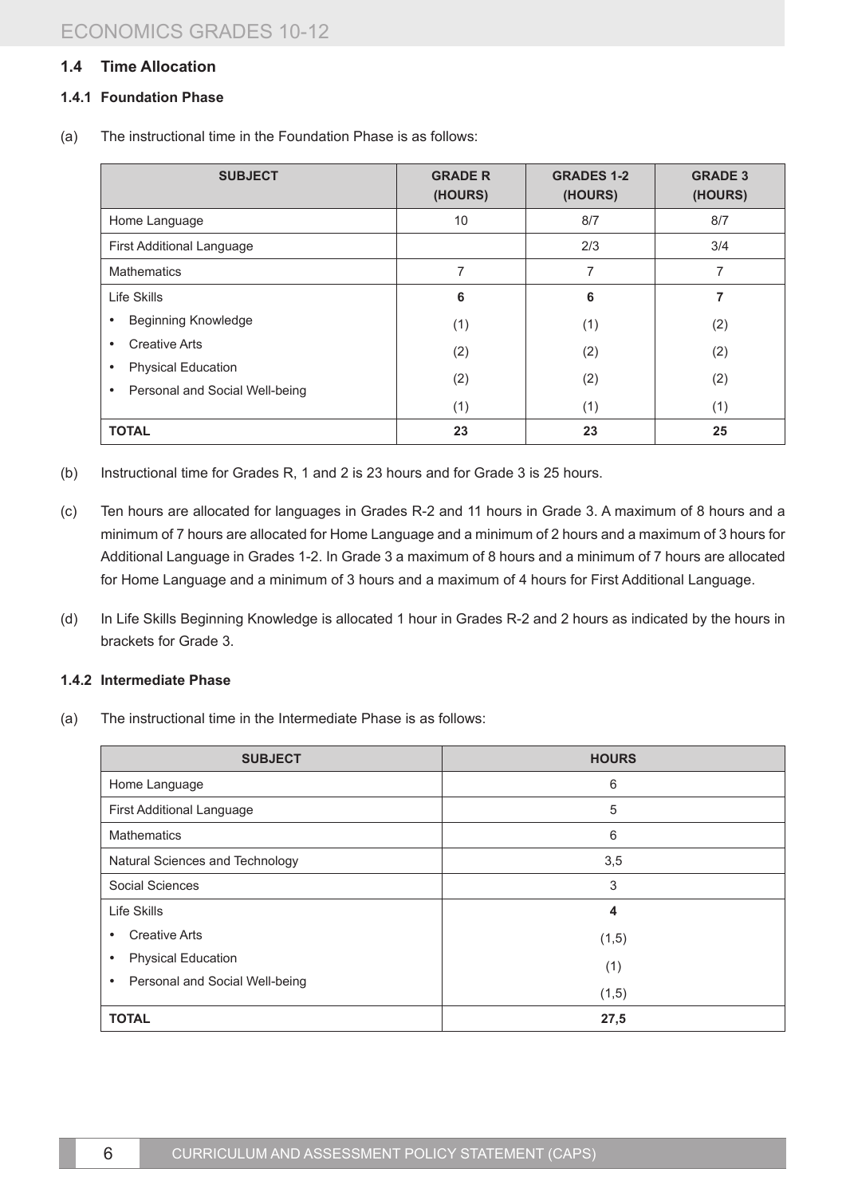### 1.4 Time Allocation

#### 1.4.1 Foundation Phase

(a) The instructional time in the Foundation Phase is as follows:

| SUBJECT | GRADE R (HOURS) | GRADES 1-2 (HOURS) | GRADE 3 (HOURS) |
|---|---|---|---|
| Home Language | 10 | 8/7 | 8/7 |
| First Additional Language | | 2/3 | 3/4 |
| Mathematics | 7 | 7 | 7 |
| Life Skills | **6** | **6** | **7** |
| • Beginning Knowledge | (1) | (1) | (2) |
| • Creative Arts | (2) | (2) | (2) |
| • Physical Education | (2) | (2) | (2) |
| • Personal and Social Well-being | (1) | (1) | (1) |
| **TOTAL** | **23** | **23** | **25** |

(b) Instructional time for Grades R, 1 and 2 is 23 hours and for Grade 3 is 25 hours.

(c) Ten hours are allocated for languages in Grades R-2 and 11 hours in Grade 3. A maximum of 8 hours and a minimum of 7 hours are allocated for Home Language and a minimum of 2 hours and a maximum of 3 hours for Additional Language in Grades 1-2. In Grade 3 a maximum of 8 hours and a minimum of 7 hours are allocated for Home Language and a minimum of 3 hours and a maximum of 4 hours for First Additional Language.

(d) In Life Skills Beginning Knowledge is allocated 1 hour in Grades R-2 and 2 hours as indicated by the hours in brackets for Grade 3.

#### 1.4.2 Intermediate Phase

(a) The instructional time in the Intermediate Phase is as follows:

| SUBJECT | HOURS |
|---|---|
| Home Language | 6 |
| First Additional Language | 5 |
| Mathematics | 6 |
| Natural Sciences and Technology | 3,5 |
| Social Sciences | 3 |
| Life Skills | **4** |
| • Creative Arts | (1,5) |
| • Physical Education | (1) |
| • Personal and Social Well-being | (1,5) |
| **TOTAL** | **27,5** |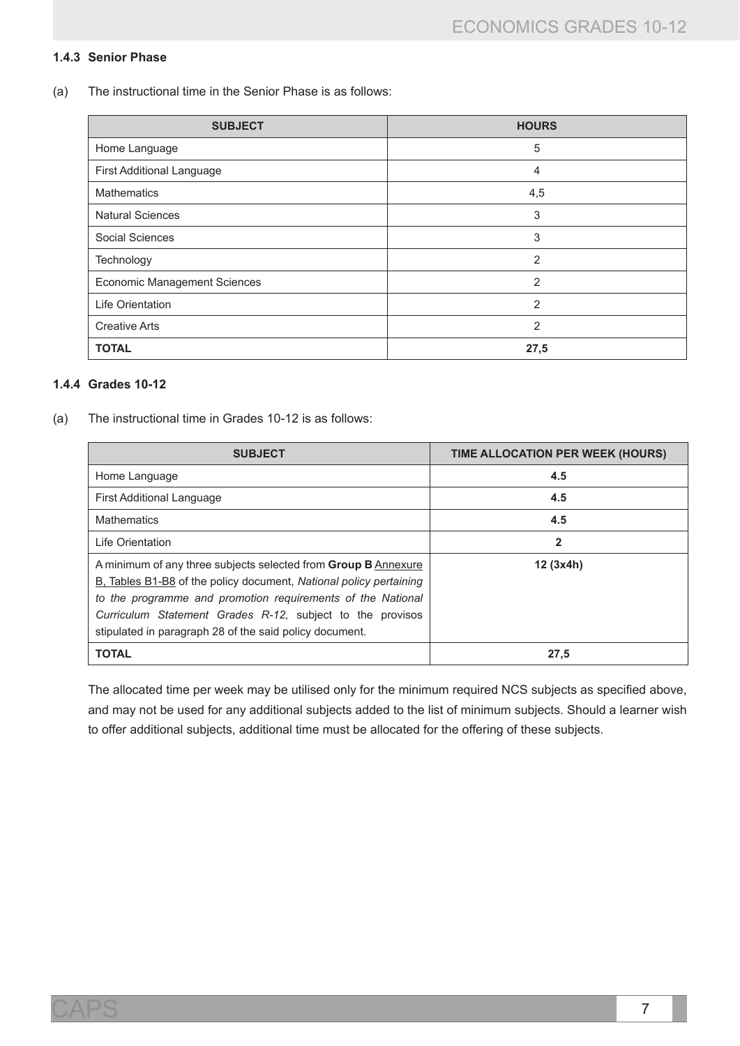### 1.4.3 Senior Phase

(a) The instructional time in the Senior Phase is as follows:

| SUBJECT | HOURS |
|---|---|
| Home Language | 5 |
| First Additional Language | 4 |
| Mathematics | 4,5 |
| Natural Sciences | 3 |
| Social Sciences | 3 |
| Technology | 2 |
| Economic Management Sciences | 2 |
| Life Orientation | 2 |
| Creative Arts | 2 |
| **TOTAL** | **27,5** |

### 1.4.4 Grades 10-12

(a) The instructional time in Grades 10-12 is as follows:

| SUBJECT | TIME ALLOCATION PER WEEK (HOURS) |
|---|---|
| Home Language | **4.5** |
| First Additional Language | **4.5** |
| Mathematics | **4.5** |
| Life Orientation | **2** |
| A minimum of any three subjects selected from **Group B** Annexure B, Tables B1-B8 of the policy document, *National policy pertaining to the programme and promotion requirements of the National Curriculum Statement Grades R-12,* subject to the provisos stipulated in paragraph 28 of the said policy document. | **12 (3x4h)** |
| **TOTAL** | **27,5** |

The allocated time per week may be utilised only for the minimum required NCS subjects as specified above, and may not be used for any additional subjects added to the list of minimum subjects. Should a learner wish to offer additional subjects, additional time must be allocated for the offering of these subjects.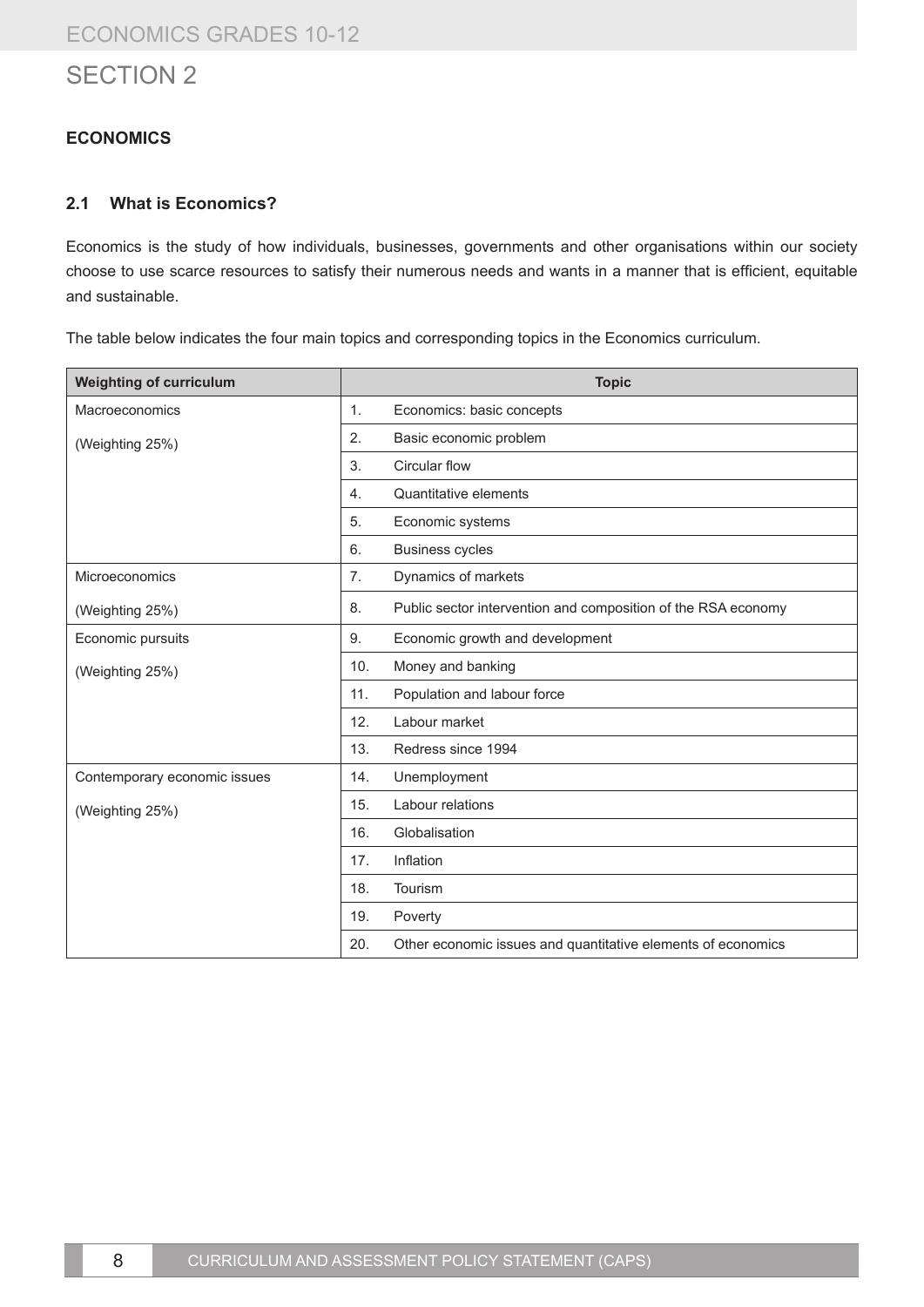# SECTION 2

## ECONOMICS

### 2.1 What is Economics?

Economics is the study of how individuals, businesses, governments and other organisations within our society choose to use scarce resources to satisfy their numerous needs and wants in a manner that is efficient, equitable and sustainable.

The table below indicates the four main topics and corresponding topics in the Economics curriculum.

| Weighting of curriculum | Topic | |
|---|---|---|
| Macroeconomics (Weighting 25%) | 1. | Economics: basic concepts |
| | 2. | Basic economic problem |
| | 3. | Circular flow |
| | 4. | Quantitative elements |
| | 5. | Economic systems |
| | 6. | Business cycles |
| Microeconomics (Weighting 25%) | 7. | Dynamics of markets |
| | 8. | Public sector intervention and composition of the RSA economy |
| Economic pursuits (Weighting 25%) | 9. | Economic growth and development |
| | 10. | Money and banking |
| | 11. | Population and labour force |
| | 12. | Labour market |
| | 13. | Redress since 1994 |
| Contemporary economic issues (Weighting 25%) | 14. | Unemployment |
| | 15. | Labour relations |
| | 16. | Globalisation |
| | 17. | Inflation |
| | 18. | Tourism |
| | 19. | Poverty |
| | 20. | Other economic issues and quantitative elements of economics |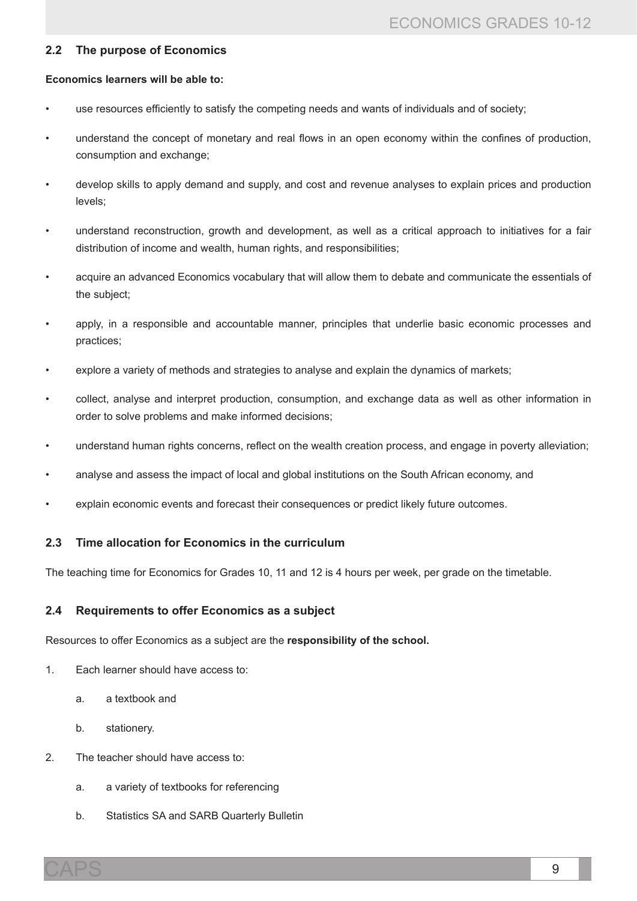## 2.2 The purpose of Economics

**Economics learners will be able to:**

- use resources efficiently to satisfy the competing needs and wants of individuals and of society;
- understand the concept of monetary and real flows in an open economy within the confines of production, consumption and exchange;
- develop skills to apply demand and supply, and cost and revenue analyses to explain prices and production levels;
- understand reconstruction, growth and development, as well as a critical approach to initiatives for a fair distribution of income and wealth, human rights, and responsibilities;
- acquire an advanced Economics vocabulary that will allow them to debate and communicate the essentials of the subject;
- apply, in a responsible and accountable manner, principles that underlie basic economic processes and practices;
- explore a variety of methods and strategies to analyse and explain the dynamics of markets;
- collect, analyse and interpret production, consumption, and exchange data as well as other information in order to solve problems and make informed decisions;
- understand human rights concerns, reflect on the wealth creation process, and engage in poverty alleviation;
- analyse and assess the impact of local and global institutions on the South African economy, and
- explain economic events and forecast their consequences or predict likely future outcomes.

## 2.3 Time allocation for Economics in the curriculum

The teaching time for Economics for Grades 10, 11 and 12 is 4 hours per week, per grade on the timetable.

## 2.4 Requirements to offer Economics as a subject

Resources to offer Economics as a subject are the **responsibility of the school.**

1. Each learner should have access to:
   a. a textbook and
   b. stationery.
2. The teacher should have access to:
   a. a variety of textbooks for referencing
   b. Statistics SA and SARB Quarterly Bulletin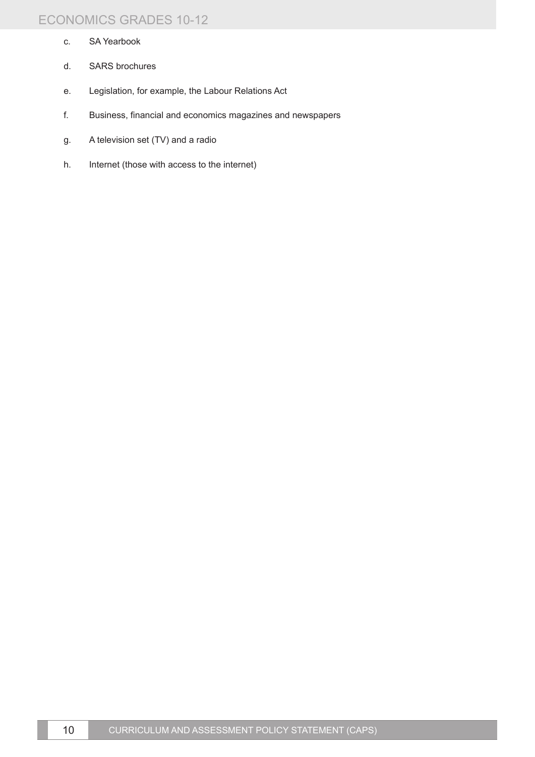c. SA Yearbook

d. SARS brochures

e. Legislation, for example, the Labour Relations Act

f. Business, financial and economics magazines and newspapers

g. A television set (TV) and a radio

h. Internet (those with access to the internet)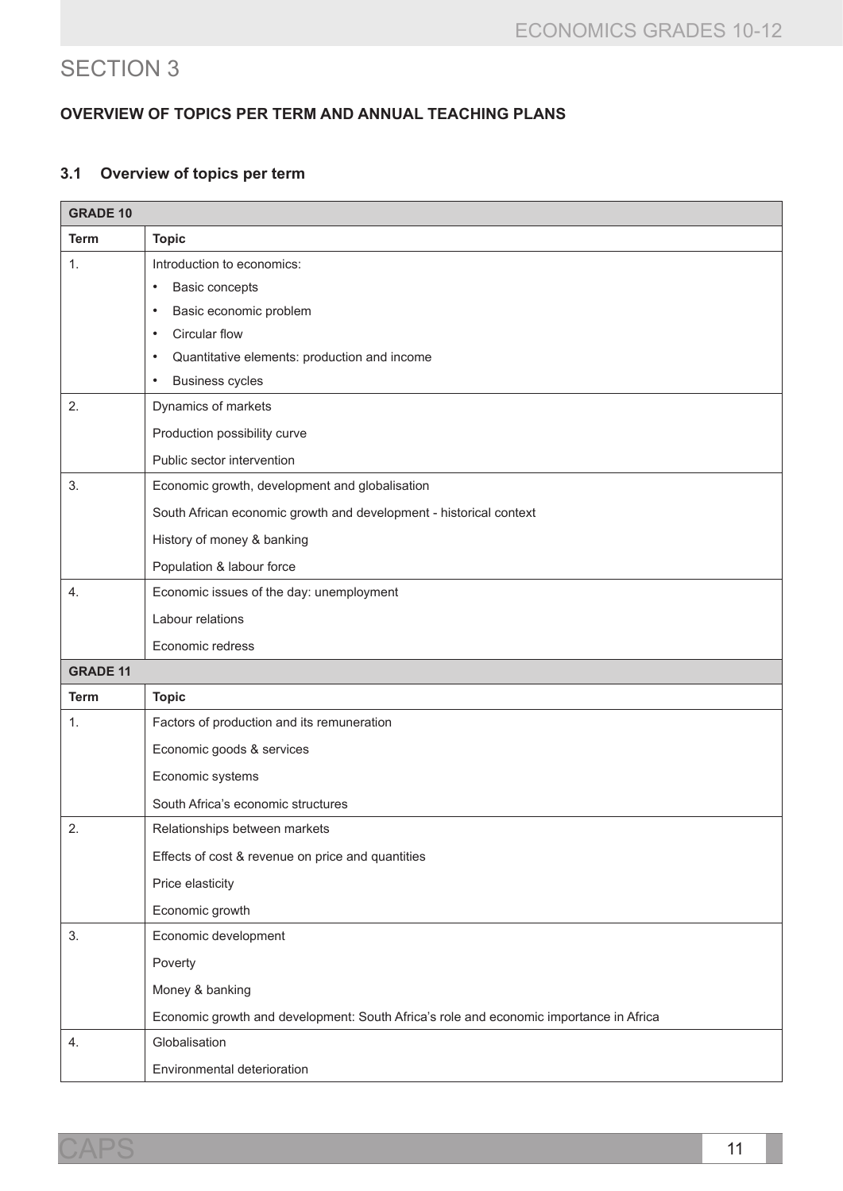# SECTION 3

## OVERVIEW OF TOPICS PER TERM AND ANNUAL TEACHING PLANS

### 3.1 Overview of topics per term

| GRADE 10 | |
|---|---|
| **Term** | **Topic** |
| 1. | Introduction to economics:<br>• Basic concepts<br>• Basic economic problem<br>• Circular flow<br>• Quantitative elements: production and income<br>• Business cycles |
| 2. | Dynamics of markets<br>Production possibility curve<br>Public sector intervention |
| 3. | Economic growth, development and globalisation<br>South African economic growth and development - historical context<br>History of money & banking<br>Population & labour force |
| 4. | Economic issues of the day: unemployment<br>Labour relations<br>Economic redress |
| **GRADE 11** | |
| **Term** | **Topic** |
| 1. | Factors of production and its remuneration<br>Economic goods & services<br>Economic systems<br>South Africa's economic structures |
| 2. | Relationships between markets<br>Effects of cost & revenue on price and quantities<br>Price elasticity<br>Economic growth |
| 3. | Economic development<br>Poverty<br>Money & banking<br>Economic growth and development: South Africa's role and economic importance in Africa |
| 4. | Globalisation<br>Environmental deterioration |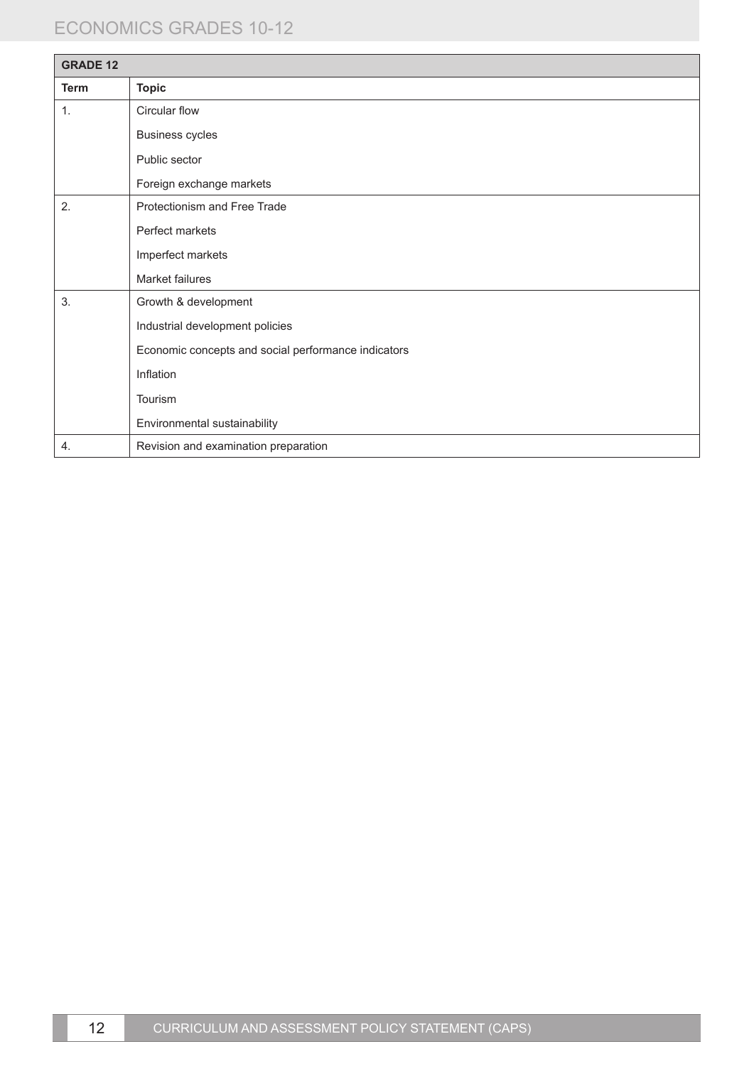| GRADE 12 | |
|---|---|
| **Term** | **Topic** |
| 1. | Circular flow |
| | Business cycles |
| | Public sector |
| | Foreign exchange markets |
| 2. | Protectionism and Free Trade |
| | Perfect markets |
| | Imperfect markets |
| | Market failures |
| 3. | Growth & development |
| | Industrial development policies |
| | Economic concepts and social performance indicators |
| | Inflation |
| | Tourism |
| | Environmental sustainability |
| 4. | Revision and examination preparation |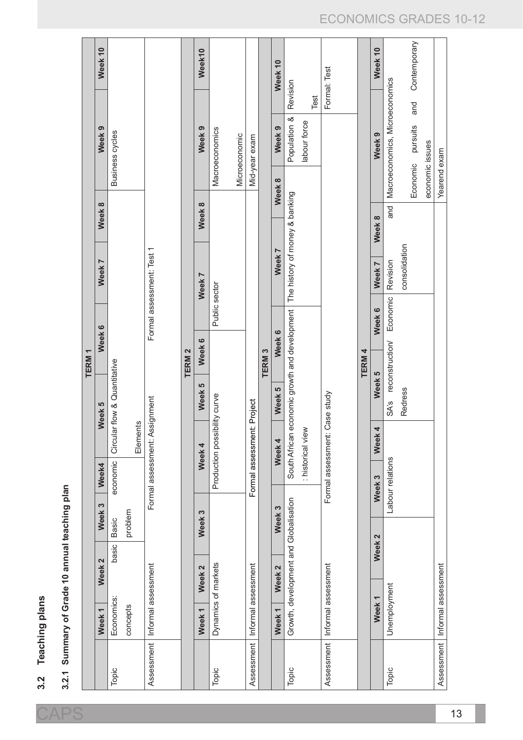## 3.2 Teaching plans

### 3.2.1 Summary of Grade 10 annual teaching plan

| TERM 1 | | | | | | | | | | |
|---|---|---|---|---|---|---|---|---|---|---|
| | Week 1 | Week 2 | Week 3 | Week4 | Week 5 | Week 6 | Week 7 | Week 8 | Week 9 | Week 10 |
| Topic | Economics: basic concepts | | Basic economic problem | | Circular flow & Quantitative Elements | | | | Business cycles | |
| Assessment | Informal assessment | | Formal assessment: Assignment | | | Formal assessment: Test 1 | | | | |

| TERM 2 | | | | | | | | | | |
|---|---|---|---|---|---|---|---|---|---|---|
| | Week 1 | Week 2 | Week 3 | Week 4 | Week 5 | Week 6 | Week 7 | Week 8 | Week 9 | Week10 |
| Topic | Dynamics of markets | | | Production possibility curve | | | Public sector | | Macroeconomics Microeconomic | |
| Assessment | Informal assessment | | | Formal assessment: Project | | | | | Mid-year exam | |

| TERM 3 | | | | | | | | | | |
|---|---|---|---|---|---|---|---|---|---|---|
| | Week 1 | Week 2 | Week 3 | Week 4 | Week 5 | Week 6 | Week 7 | Week 8 | Week 9 | Week 10 |
| Topic | Growth, development and Globalisation | | | South African economic growth and development : historical view | | | The history of money & banking | | Population & labour force | Revision Test |
| Assessment | Informal assessment | | | Formal assessment: Case study | | | | | | Formal: Test |

| TERM 4 | | | | | | | | | | |
|---|---|---|---|---|---|---|---|---|---|---|
| | Week 1 | Week 2 | Week 3 | Week 4 | Week 5 | Week 6 | Week 7 | Week 8 | Week 9 | Week 10 |
| Topic | Unemployment | | Labour relations | | SA's reconstruction/ Redress | Economic | Revision and consolidation | | Macroeconomics, Microeconomics Economic pursuits and Contemporary economic issues | |
| Assessment | Informal assessment | | | | | | | Yearend exam | | |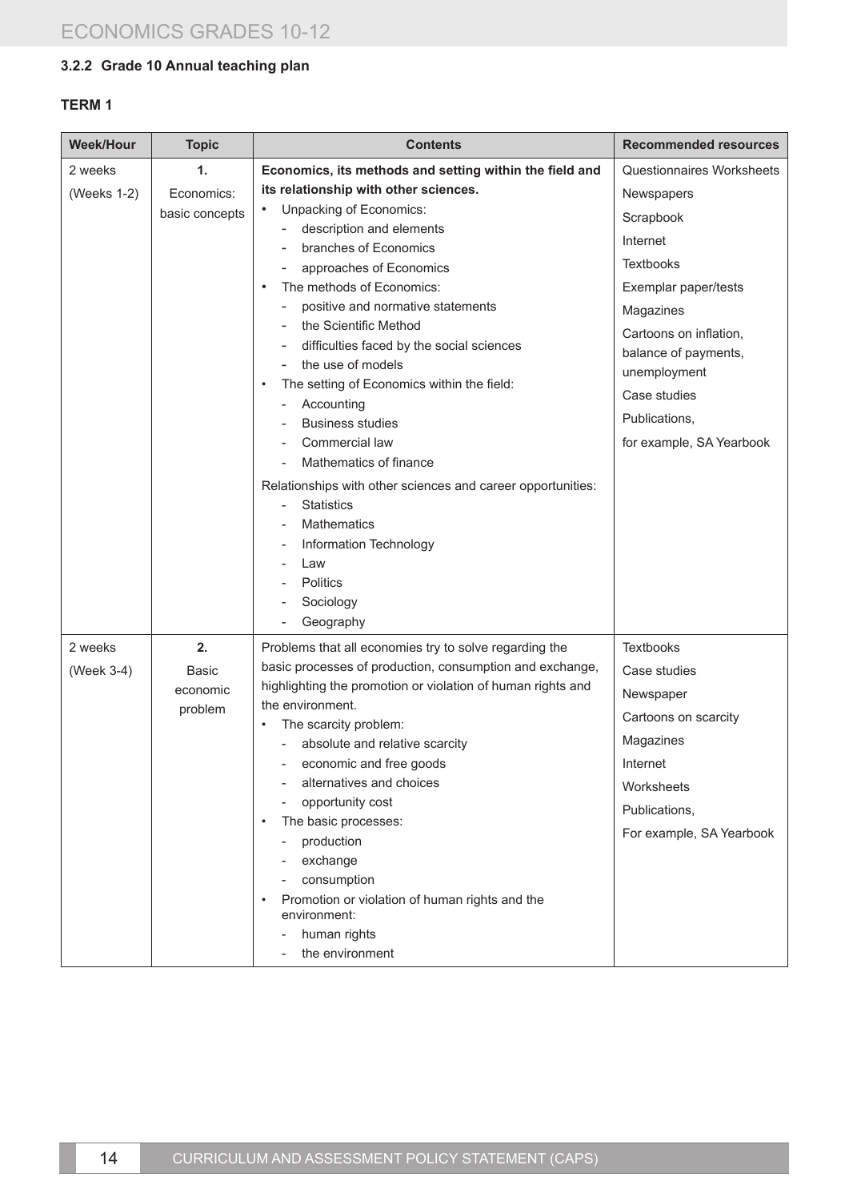### 3.2.2 Grade 10 Annual teaching plan

**TERM 1**

| Week/Hour | Topic | Contents | Recommended resources |
|---|---|---|---|
| 2 weeks<br>(Weeks 1-2) | **1.**<br>Economics: basic concepts | **Economics, its methods and setting within the field and its relationship with other sciences.**<br>• Unpacking of Economics:<br>- description and elements<br>- branches of Economics<br>- approaches of Economics<br>• The methods of Economics:<br>- positive and normative statements<br>- the Scientific Method<br>- difficulties faced by the social sciences<br>- the use of models<br>• The setting of Economics within the field:<br>- Accounting<br>- Business studies<br>- Commercial law<br>- Mathematics of finance<br>Relationships with other sciences and career opportunities:<br>- Statistics<br>- Mathematics<br>- Information Technology<br>- Law<br>- Politics<br>- Sociology<br>- Geography | Questionnaires Worksheets<br>Newspapers<br>Scrapbook<br>Internet<br>Textbooks<br>Exemplar paper/tests<br>Magazines<br>Cartoons on inflation, balance of payments, unemployment<br>Case studies<br>Publications,<br>for example, SA Yearbook |
| 2 weeks<br>(Week 3-4) | **2.**<br>Basic economic problem | Problems that all economies try to solve regarding the basic processes of production, consumption and exchange, highlighting the promotion or violation of human rights and the environment.<br>• The scarcity problem:<br>- absolute and relative scarcity<br>- economic and free goods<br>- alternatives and choices<br>- opportunity cost<br>• The basic processes:<br>- production<br>- exchange<br>- consumption<br>• Promotion or violation of human rights and the environment:<br>- human rights<br>- the environment | Textbooks<br>Case studies<br>Newspaper<br>Cartoons on scarcity<br>Magazines<br>Internet<br>Worksheets<br>Publications,<br>For example, SA Yearbook |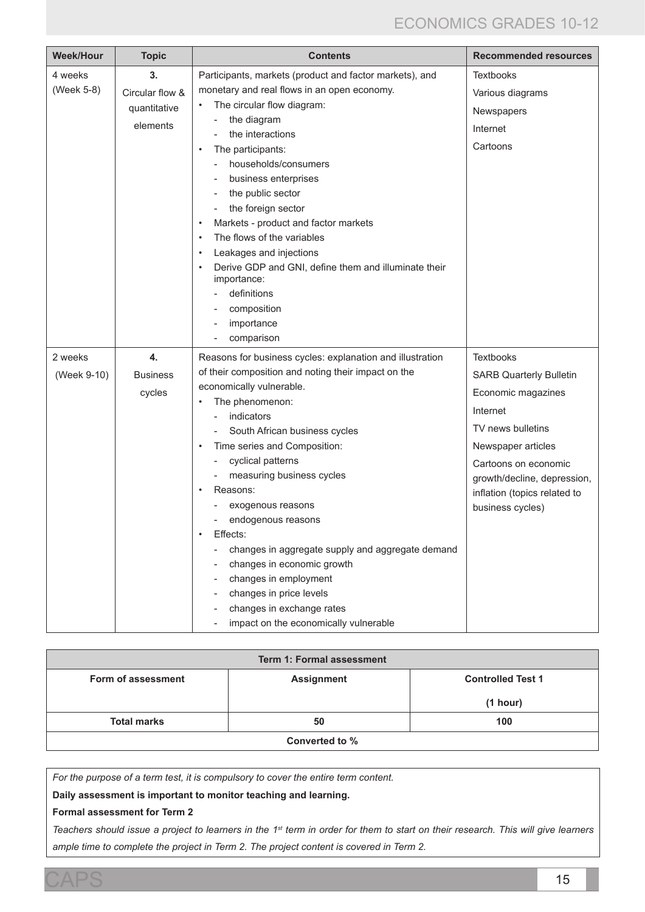| Week/Hour | Topic | Contents | Recommended resources |
|---|---|---|---|
| 4 weeks (Week 5-8) | **3.** Circular flow & quantitative elements | Participants, markets (product and factor markets), and monetary and real flows in an open economy. <br>• The circular flow diagram: <br>- the diagram <br>- the interactions <br>• The participants: <br>- households/consumers <br>- business enterprises <br>- the public sector <br>- the foreign sector <br>• Markets - product and factor markets <br>• The flows of the variables <br>• Leakages and injections <br>• Derive GDP and GNI, define them and illuminate their importance: <br>- definitions <br>- composition <br>- importance <br>- comparison | Textbooks <br>Various diagrams <br>Newspapers <br>Internet <br>Cartoons |
| 2 weeks (Week 9-10) | **4.** Business cycles | Reasons for business cycles: explanation and illustration of their composition and noting their impact on the economically vulnerable. <br>• The phenomenon: <br>- indicators <br>- South African business cycles <br>• Time series and Composition: <br>- cyclical patterns <br>- measuring business cycles <br>• Reasons: <br>- exogenous reasons <br>- endogenous reasons <br>• Effects: <br>- changes in aggregate supply and aggregate demand <br>- changes in economic growth <br>- changes in employment <br>- changes in price levels <br>- changes in exchange rates <br>- impact on the economically vulnerable | Textbooks <br>SARB Quarterly Bulletin <br>Economic magazines <br>Internet <br>TV news bulletins <br>Newspaper articles <br>Cartoons on economic growth/decline, depression, inflation (topics related to business cycles) |

| Term 1: Formal assessment | | |
|---|---|---|
| **Form of assessment** | **Assignment** | **Controlled Test 1 (1 hour)** |
| **Total marks** | **50** | **100** |
| **Converted to %** | | |

*For the purpose of a term test, it is compulsory to cover the entire term content.*

**Daily assessment is important to monitor teaching and learning.**

**Formal assessment for Term 2**

*Teachers should issue a project to learners in the 1st term in order for them to start on their research. This will give learners ample time to complete the project in Term 2. The project content is covered in Term 2.*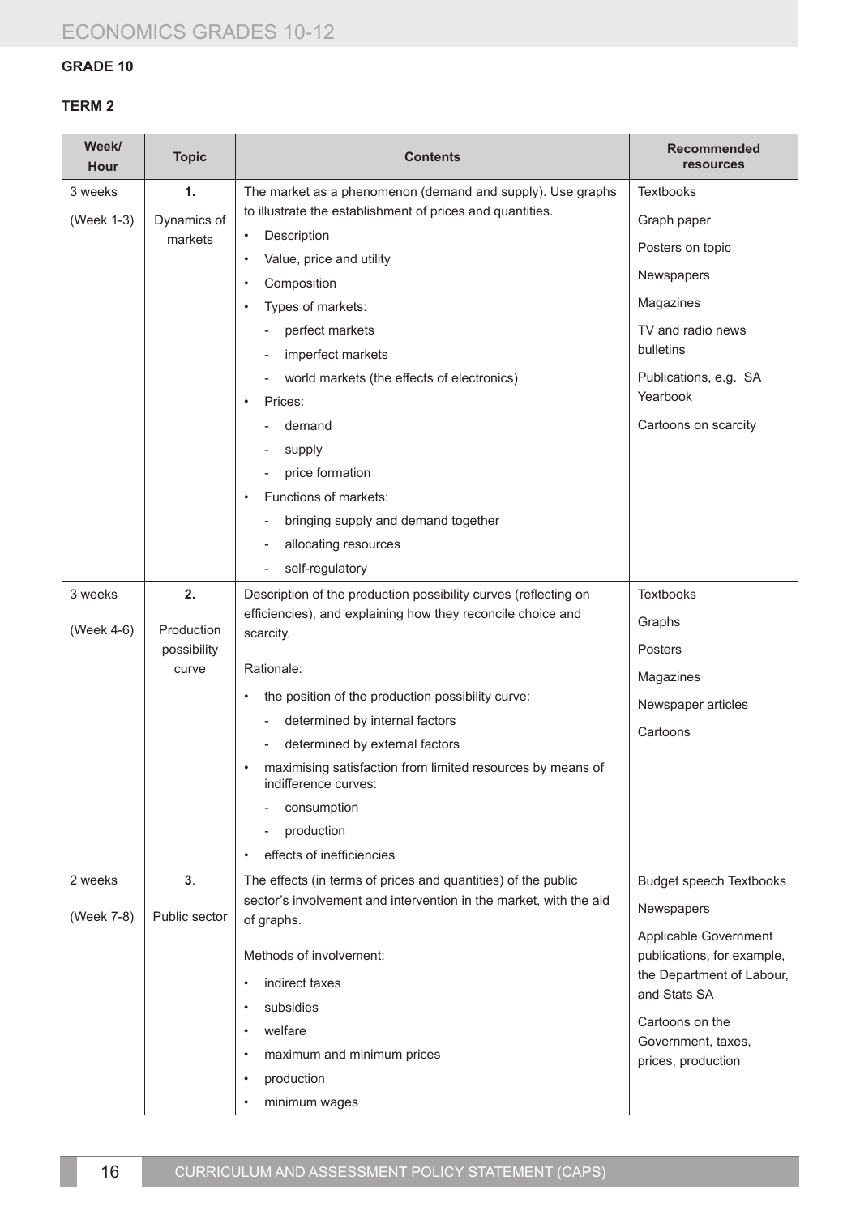**GRADE 10**

**TERM 2**

| Week/ Hour | Topic | Contents | Recommended resources |
|---|---|---|---|
| 3 weeks<br><br>(Week 1-3) | **1.**<br><br>Dynamics of markets | The market as a phenomenon (demand and supply). Use graphs to illustrate the establishment of prices and quantities.<br>• Description<br>• Value, price and utility<br>• Composition<br>• Types of markets:<br>- perfect markets<br>- imperfect markets<br>- world markets (the effects of electronics)<br>• Prices:<br>- demand<br>- supply<br>- price formation<br>• Functions of markets:<br>- bringing supply and demand together<br>- allocating resources<br>- self-regulatory | Textbooks<br><br>Graph paper<br><br>Posters on topic<br><br>Newspapers<br><br>Magazines<br><br>TV and radio news bulletins<br><br>Publications, e.g. SA Yearbook<br><br>Cartoons on scarcity |
| 3 weeks<br><br>(Week 4-6) | **2.**<br><br>Production possibility curve | Description of the production possibility curves (reflecting on efficiencies), and explaining how they reconcile choice and scarcity.<br><br>Rationale:<br>• the position of the production possibility curve:<br>- determined by internal factors<br>- determined by external factors<br>• maximising satisfaction from limited resources by means of indifference curves:<br>- consumption<br>- production<br>• effects of inefficiencies | Textbooks<br><br>Graphs<br><br>Posters<br><br>Magazines<br><br>Newspaper articles<br><br>Cartoons |
| 2 weeks<br><br>(Week 7-8) | **3**.<br><br>Public sector | The effects (in terms of prices and quantities) of the public sector's involvement and intervention in the market, with the aid of graphs.<br><br>Methods of involvement:<br>• indirect taxes<br>• subsidies<br>• welfare<br>• maximum and minimum prices<br>• production<br>• minimum wages | Budget speech Textbooks<br><br>Newspapers<br><br>Applicable Government publications, for example, the Department of Labour, and Stats SA<br><br>Cartoons on the Government, taxes, prices, production |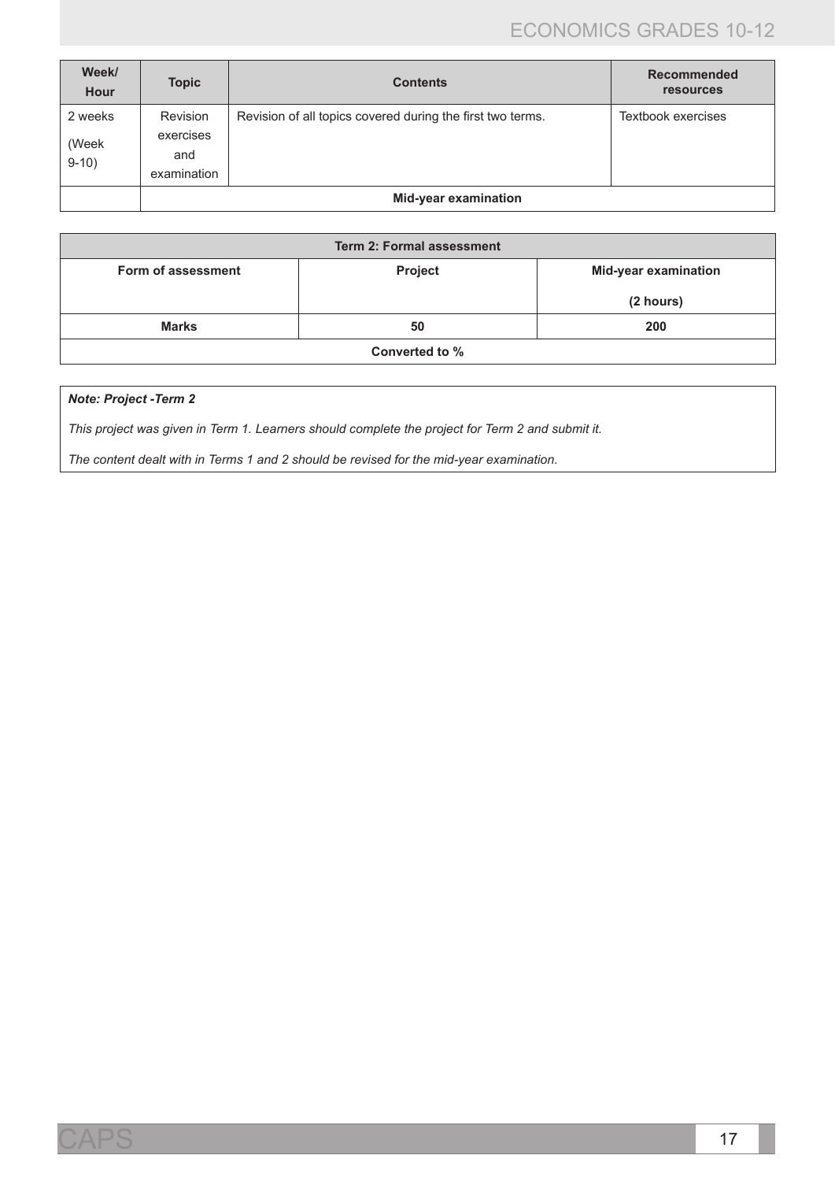| Week/ Hour | Topic | Contents | Recommended resources |
| --- | --- | --- | --- |
| 2 weeks (Week 9-10) | Revision exercises and examination | Revision of all topics covered during the first two terms. | Textbook exercises |
| | Mid-year examination | | |

| Term 2: Formal assessment | | |
| --- | --- | --- |
| **Form of assessment** | **Project** | **Mid-year examination (2 hours)** |
| **Marks** | **50** | **200** |
| **Converted to %** | | |

***Note: Project -Term 2***

*This project was given in Term 1. Learners should complete the project for Term 2 and submit it.*

*The content dealt with in Terms 1 and 2 should be revised for the mid-year examination.*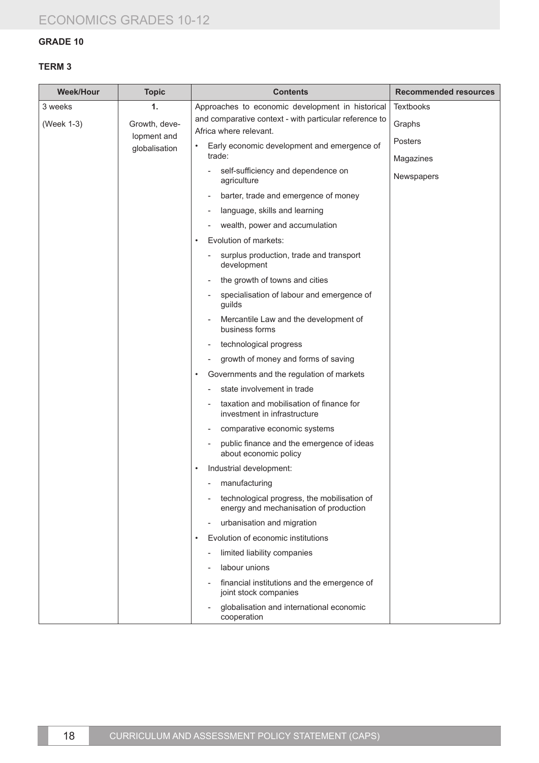**GRADE 10**

**TERM 3**

| Week/Hour | Topic | Contents | Recommended resources |
|---|---|---|---|
| 3 weeks<br><br>(Week 1-3) | **1.**<br><br>Growth, development and globalisation | Approaches to economic development in historical and comparative context - with particular reference to Africa where relevant.<br>• Early economic development and emergence of trade:<br>- self-sufficiency and dependence on agriculture<br>- barter, trade and emergence of money<br>- language, skills and learning<br>- wealth, power and accumulation<br>• Evolution of markets:<br>- surplus production, trade and transport development<br>- the growth of towns and cities<br>- specialisation of labour and emergence of guilds<br>- Mercantile Law and the development of business forms<br>- technological progress<br>- growth of money and forms of saving<br>• Governments and the regulation of markets<br>- state involvement in trade<br>- taxation and mobilisation of finance for investment in infrastructure<br>- comparative economic systems<br>- public finance and the emergence of ideas about economic policy<br>• Industrial development:<br>- manufacturing<br>- technological progress, the mobilisation of energy and mechanisation of production<br>- urbanisation and migration<br>• Evolution of economic institutions<br>- limited liability companies<br>- labour unions<br>- financial institutions and the emergence of joint stock companies<br>- globalisation and international economic cooperation | Textbooks<br><br>Graphs<br><br>Posters<br><br>Magazines<br><br>Newspapers |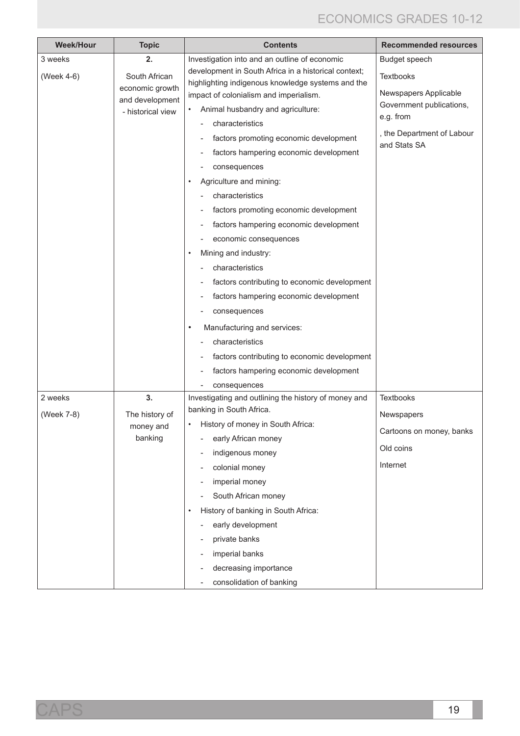| Week/Hour | Topic | Contents | Recommended resources |
|---|---|---|---|
| 3 weeks<br><br>(Week 4-6) | **2.**<br><br>South African economic growth and development - historical view | Investigation into and an outline of economic development in South Africa in a historical context; highlighting indigenous knowledge systems and the impact of colonialism and imperialism.<br>• Animal husbandry and agriculture:<br>- characteristics<br>- factors promoting economic development<br>- factors hampering economic development<br>- consequences<br>• Agriculture and mining:<br>- characteristics<br>- factors promoting economic development<br>- factors hampering economic development<br>- economic consequences<br>• Mining and industry:<br>- characteristics<br>- factors contributing to economic development<br>- factors hampering economic development<br>- consequences<br>• Manufacturing and services:<br>- characteristics<br>- factors contributing to economic development<br>- factors hampering economic development<br>- consequences | Budget speech<br><br>Textbooks<br><br>Newspapers Applicable Government publications, e.g. from<br><br>, the Department of Labour and Stats SA |
| 2 weeks<br><br>(Week 7-8) | **3.**<br><br>The history of money and banking | Investigating and outlining the history of money and banking in South Africa.<br>• History of money in South Africa:<br>- early African money<br>- indigenous money<br>- colonial money<br>- imperial money<br>- South African money<br>• History of banking in South Africa:<br>- early development<br>- private banks<br>- imperial banks<br>- decreasing importance<br>- consolidation of banking | Textbooks<br><br>Newspapers<br><br>Cartoons on money, banks<br><br>Old coins<br><br>Internet |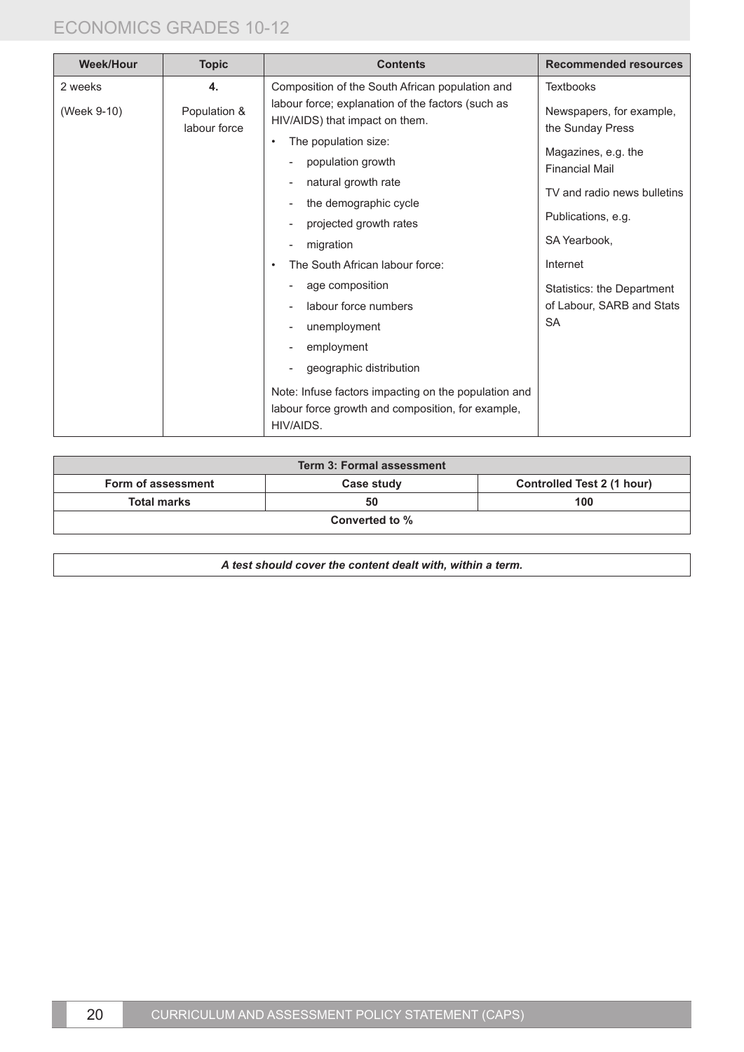| Week/Hour | Topic | Contents | Recommended resources |
|---|---|---|---|
| 2 weeks<br><br>(Week 9-10) | **4.**<br><br>Population & labour force | Composition of the South African population and labour force; explanation of the factors (such as HIV/AIDS) that impact on them.<br>• The population size:<br>- population growth<br>- natural growth rate<br>- the demographic cycle<br>- projected growth rates<br>- migration<br>• The South African labour force:<br>- age composition<br>- labour force numbers<br>- unemployment<br>- employment<br>- geographic distribution<br><br>Note: Infuse factors impacting on the population and labour force growth and composition, for example, HIV/AIDS. | Textbooks<br><br>Newspapers, for example, the Sunday Press<br><br>Magazines, e.g. the Financial Mail<br><br>TV and radio news bulletins<br><br>Publications, e.g.<br><br>SA Yearbook,<br><br>Internet<br><br>Statistics: the Department of Labour, SARB and Stats SA |

| Term 3: Formal assessment | | |
|---|---|---|
| **Form of assessment** | **Case study** | **Controlled Test 2 (1 hour)** |
| **Total marks** | **50** | **100** |
| **Converted to %** | | |

***A test should cover the content dealt with, within a term.***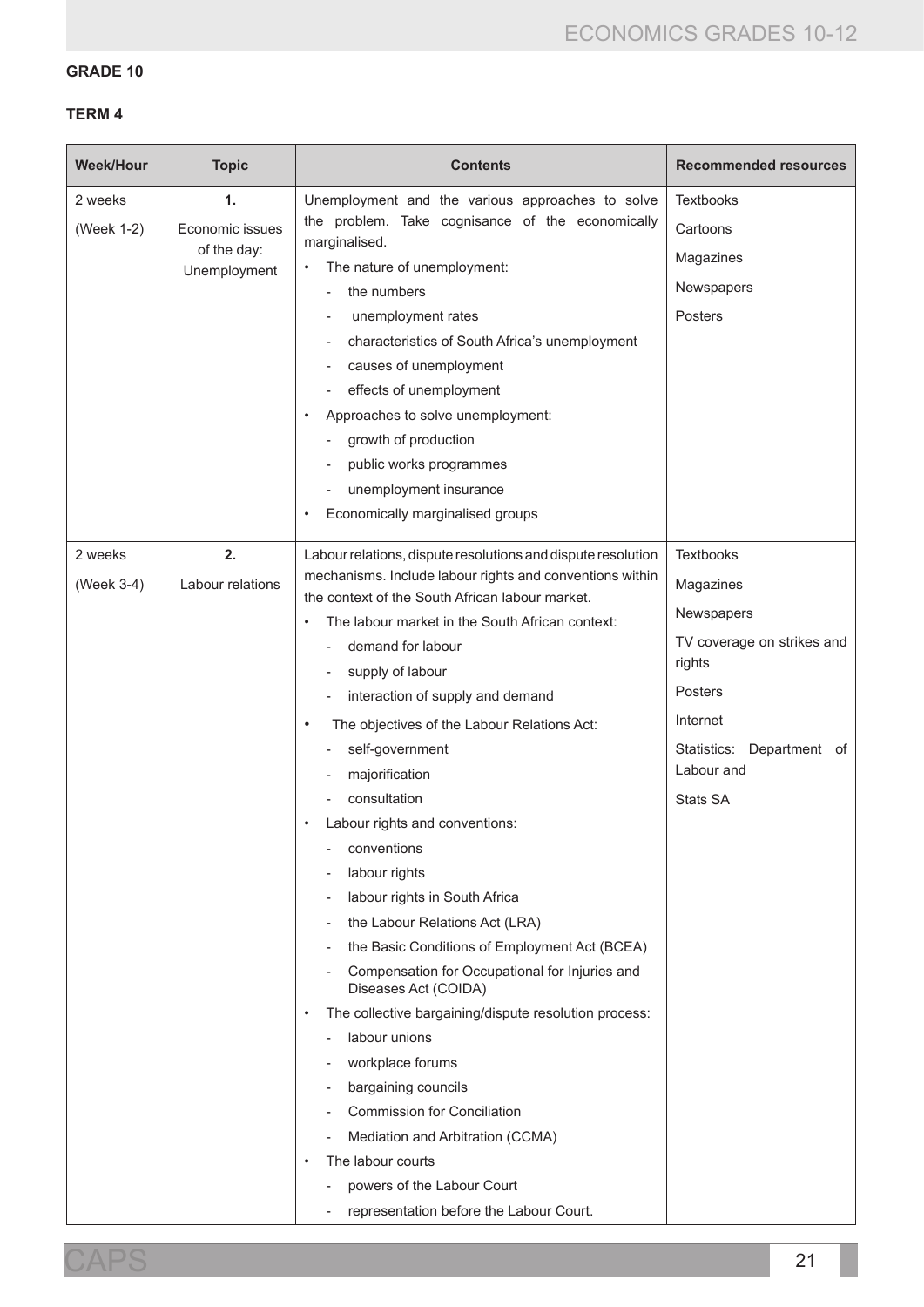**GRADE 10**

**TERM 4**

| Week/Hour | Topic | Contents | Recommended resources |
|---|---|---|---|
| 2 weeks<br>(Week 1-2) | **1.**<br>Economic issues of the day: Unemployment | Unemployment and the various approaches to solve the problem. Take cognisance of the economically marginalised.<br>• The nature of unemployment:<br>- the numbers<br>- unemployment rates<br>- characteristics of South Africa's unemployment<br>- causes of unemployment<br>- effects of unemployment<br>• Approaches to solve unemployment:<br>- growth of production<br>- public works programmes<br>- unemployment insurance<br>• Economically marginalised groups | Textbooks<br>Cartoons<br>Magazines<br>Newspapers<br>Posters |
| 2 weeks<br>(Week 3-4) | **2.**<br>Labour relations | Labour relations, dispute resolutions and dispute resolution mechanisms. Include labour rights and conventions within the context of the South African labour market.<br>• The labour market in the South African context:<br>- demand for labour<br>- supply of labour<br>- interaction of supply and demand<br>• The objectives of the Labour Relations Act:<br>- self-government<br>- majorification<br>- consultation<br>• Labour rights and conventions:<br>- conventions<br>- labour rights<br>- labour rights in South Africa<br>- the Labour Relations Act (LRA)<br>- the Basic Conditions of Employment Act (BCEA)<br>- Compensation for Occupational for Injuries and Diseases Act (COIDA)<br>• The collective bargaining/dispute resolution process:<br>- labour unions<br>- workplace forums<br>- bargaining councils<br>- Commission for Conciliation<br>- Mediation and Arbitration (CCMA)<br>• The labour courts<br>- powers of the Labour Court<br>- representation before the Labour Court. | Textbooks<br>Magazines<br>Newspapers<br>TV coverage on strikes and rights<br>Posters<br>Internet<br>Statistics: Department of Labour and<br>Stats SA |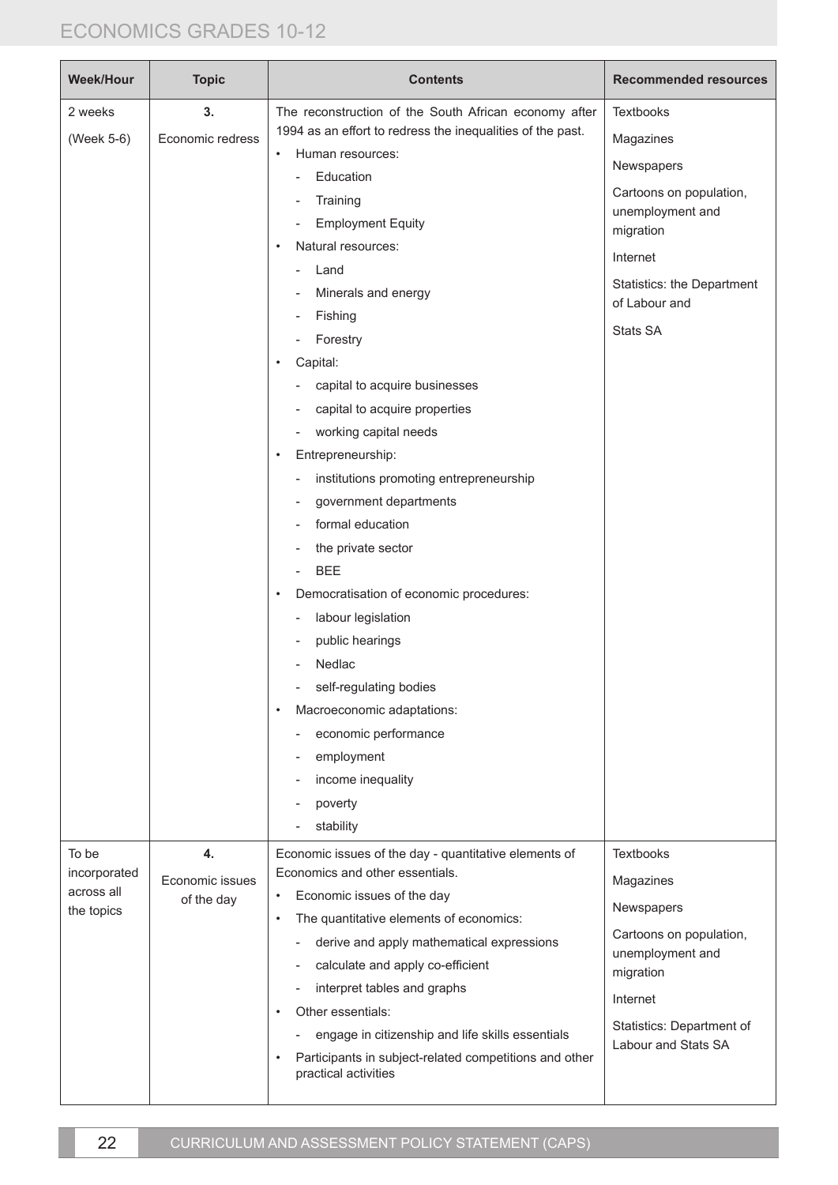| Week/Hour | Topic | Contents | Recommended resources |
|---|---|---|---|
| 2 weeks<br><br>(Week 5-6) | **3.**<br><br>Economic redress | The reconstruction of the South African economy after 1994 as an effort to redress the inequalities of the past.<br>• Human resources:<br>- Education<br>- Training<br>- Employment Equity<br>• Natural resources:<br>- Land<br>- Minerals and energy<br>- Fishing<br>- Forestry<br>• Capital:<br>- capital to acquire businesses<br>- capital to acquire properties<br>- working capital needs<br>• Entrepreneurship:<br>- institutions promoting entrepreneurship<br>- government departments<br>- formal education<br>- the private sector<br>- BEE<br>• Democratisation of economic procedures:<br>- labour legislation<br>- public hearings<br>- Nedlac<br>- self-regulating bodies<br>• Macroeconomic adaptations:<br>- economic performance<br>- employment<br>- income inequality<br>- poverty<br>- stability | Textbooks<br><br>Magazines<br><br>Newspapers<br><br>Cartoons on population, unemployment and migration<br><br>Internet<br><br>Statistics: the Department of Labour and<br><br>Stats SA |
| To be incorporated across all the topics | **4.**<br><br>Economic issues of the day | Economic issues of the day - quantitative elements of Economics and other essentials.<br>• Economic issues of the day<br>• The quantitative elements of economics:<br>- derive and apply mathematical expressions<br>- calculate and apply co-efficient<br>- interpret tables and graphs<br>• Other essentials:<br>- engage in citizenship and life skills essentials<br>• Participants in subject-related competitions and other practical activities | Textbooks<br><br>Magazines<br><br>Newspapers<br><br>Cartoons on population, unemployment and migration<br><br>Internet<br><br>Statistics: Department of Labour and Stats SA |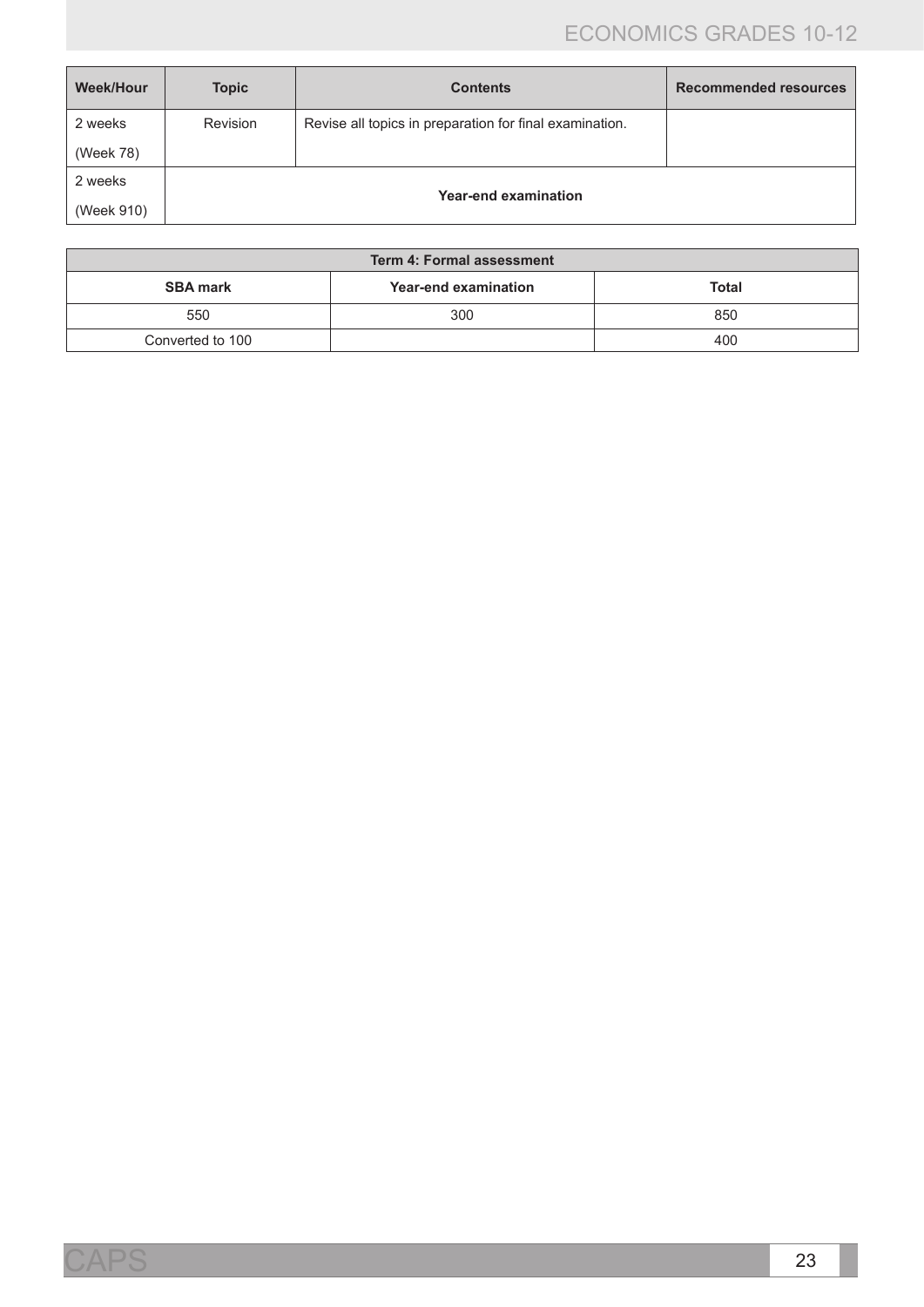| Week/Hour | Topic | Contents | Recommended resources |
|---|---|---|---|
| 2 weeks (Week 78) | Revision | Revise all topics in preparation for final examination. | |
| 2 weeks (Week 910) | **Year-end examination** | | |

| Term 4: Formal assessment | | |
|---|---|---|
| **SBA mark** | **Year-end examination** | **Total** |
| 550 | 300 | 850 |
| Converted to 100 | | 400 |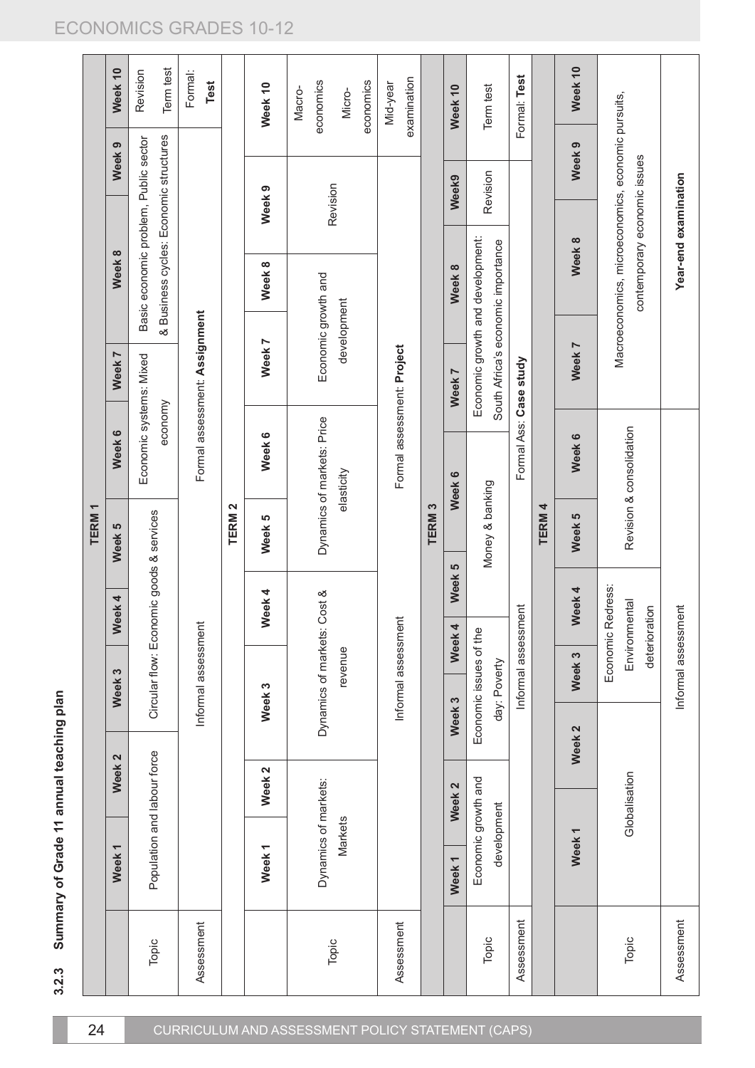### 3.2.3 Summary of Grade 11 annual teaching plan

**TERM 1**

| | Week 1 | Week 2 | Week 3 | Week 4 | Week 5 | Week 6 | Week 7 | Week 8 | Week 9 | Week 10 |
|---|---|---|---|---|---|---|---|---|---|---|
| Topic | Population and labour force | | Circular flow: Economic goods & services | | | Economic systems: Mixed economy | | Basic economic problem, Public sector & Business cycles: Economic structures | | Revision<br>Term test |
| Assessment | Informal assessment | | | | | Formal assessment: **Assignment** | | | | Formal: **Test** |

**TERM 2**

| | Week 1 | Week 2 | Week 3 | Week 4 | Week 5 | Week 6 | Week 7 | Week 8 | Week 9 | Week 10 |
|---|---|---|---|---|---|---|---|---|---|---|
| Topic | Dynamics of markets: Markets | | Dynamics of markets: Cost & revenue | | Dynamics of markets: Price elasticity | | Economic growth and development | | Revision | Macro-economics<br>Micro-economics |
| Assessment | Informal assessment | | | | Formal assessment: **Project** | | | | | Mid-year examination |

**TERM 3**

| | Week 1 | Week 2 | Week 3 | Week 4 | Week 5 | Week 6 | Week 7 | Week 8 | Week9 | Week 10 |
|---|---|---|---|---|---|---|---|---|---|---|
| Topic | Economic growth and development | | Economic issues of the day: Poverty | | Money & banking | | Economic growth and development: South Africa's economic importance | | Revision | Term test |
| Assessment | Informal assessment | | | | Formal Ass: **Case study** | | | | | Formal: **Test** |

**TERM 4**

| | Week 1 | Week 2 | Week 3 | Week 4 | Week 5 | Week 6 | Week 7 | Week 8 | Week 9 | Week 10 |
|---|---|---|---|---|---|---|---|---|---|---|
| Topic | Globalisation | | Economic Redress: Environmental deterioration | | Revision & consolidation | | Macroeconomics, microeconomics, economic pursuits, contemporary economic issues | | | |
| Assessment | Informal assessment | | | | **Year-end examination** | | | | | |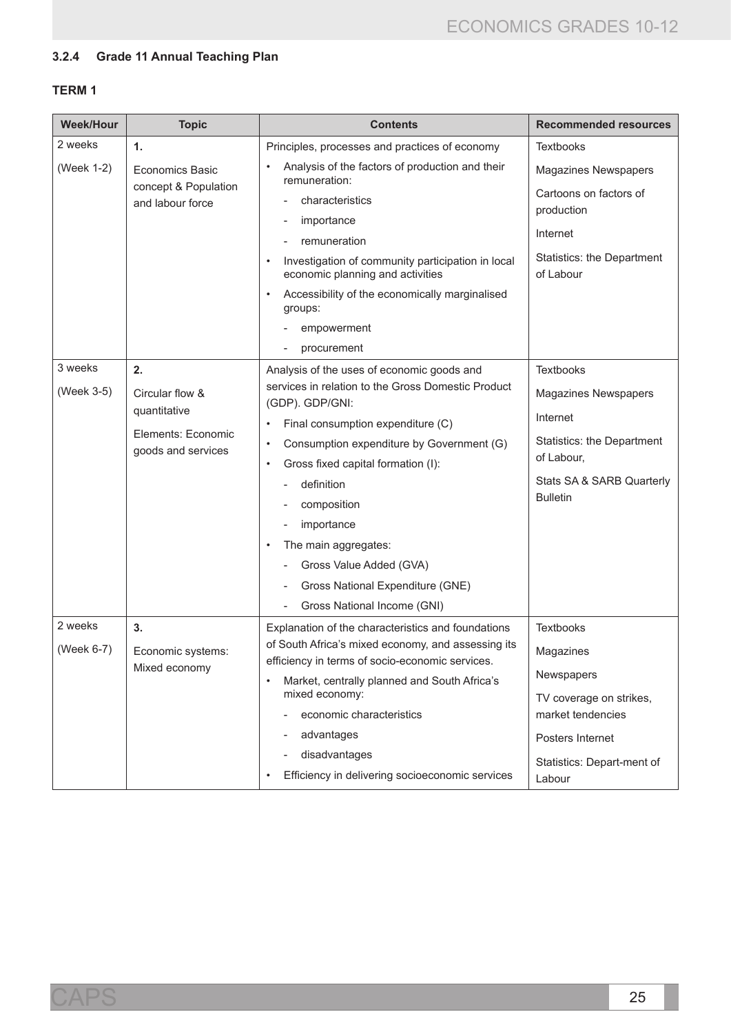### 3.2.4 Grade 11 Annual Teaching Plan

**TERM 1**

| Week/Hour | Topic | Contents | Recommended resources |
|---|---|---|---|
| 2 weeks<br><br>(Week 1-2) | **1.**<br><br>Economics Basic concept & Population and labour force | Principles, processes and practices of economy<br>• Analysis of the factors of production and their remuneration:<br>- characteristics<br>- importance<br>- remuneration<br>• Investigation of community participation in local economic planning and activities<br>• Accessibility of the economically marginalised groups:<br>- empowerment<br>- procurement | Textbooks<br><br>Magazines Newspapers<br><br>Cartoons on factors of production<br><br>Internet<br><br>Statistics: the Department of Labour |
| 3 weeks<br><br>(Week 3-5) | **2.**<br><br>Circular flow & quantitative<br><br>Elements: Economic goods and services | Analysis of the uses of economic goods and services in relation to the Gross Domestic Product (GDP). GDP/GNI:<br>• Final consumption expenditure (C)<br>• Consumption expenditure by Government (G)<br>• Gross fixed capital formation (I):<br>- definition<br>- composition<br>- importance<br>• The main aggregates:<br>- Gross Value Added (GVA)<br>- Gross National Expenditure (GNE)<br>- Gross National Income (GNI) | Textbooks<br><br>Magazines Newspapers<br><br>Internet<br><br>Statistics: the Department of Labour,<br><br>Stats SA & SARB Quarterly Bulletin |
| 2 weeks<br><br>(Week 6-7) | **3.**<br><br>Economic systems: Mixed economy | Explanation of the characteristics and foundations of South Africa's mixed economy, and assessing its efficiency in terms of socio-economic services.<br>• Market, centrally planned and South Africa's mixed economy:<br>- economic characteristics<br>- advantages<br>- disadvantages<br>• Efficiency in delivering socioeconomic services | Textbooks<br><br>Magazines<br><br>Newspapers<br><br>TV coverage on strikes, market tendencies<br><br>Posters Internet<br><br>Statistics: Depart-ment of Labour |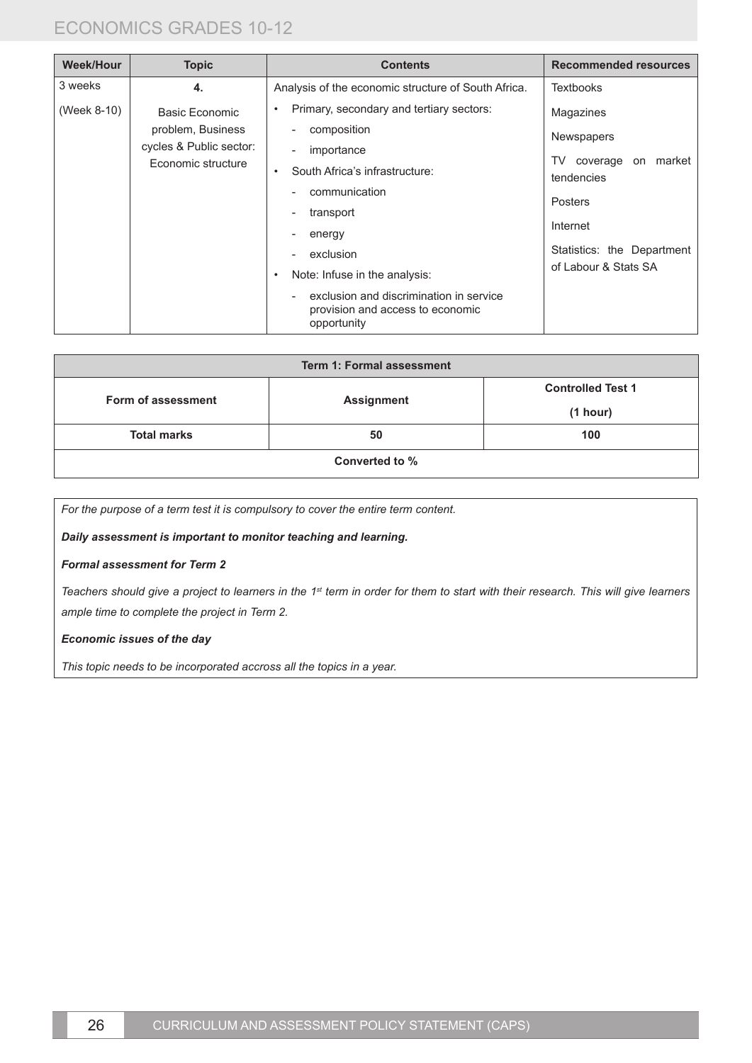| Week/Hour | Topic | Contents | Recommended resources |
|---|---|---|---|
| 3 weeks<br>(Week 8-10) | **4.**<br>Basic Economic problem, Business cycles & Public sector: Economic structure | Analysis of the economic structure of South Africa.<br>• Primary, secondary and tertiary sectors:<br>- composition<br>- importance<br>• South Africa's infrastructure:<br>- communication<br>- transport<br>- energy<br>- exclusion<br>• Note: Infuse in the analysis:<br>- exclusion and discrimination in service provision and access to economic opportunity | Textbooks<br>Magazines<br>Newspapers<br>TV coverage on market tendencies<br>Posters<br>Internet<br>Statistics: the Department of Labour & Stats SA |

| Term 1: Formal assessment | | |
|---|---|---|
| **Form of assessment** | **Assignment** | **Controlled Test 1 (1 hour)** |
| **Total marks** | **50** | **100** |
| **Converted to %** | | |

*For the purpose of a term test it is compulsory to cover the entire term content.*

***Daily assessment is important to monitor teaching and learning.***

***Formal assessment for Term 2***

*Teachers should give a project to learners in the 1st term in order for them to start with their research. This will give learners ample time to complete the project in Term 2.*

***Economic issues of the day***

*This topic needs to be incorporated accross all the topics in a year.*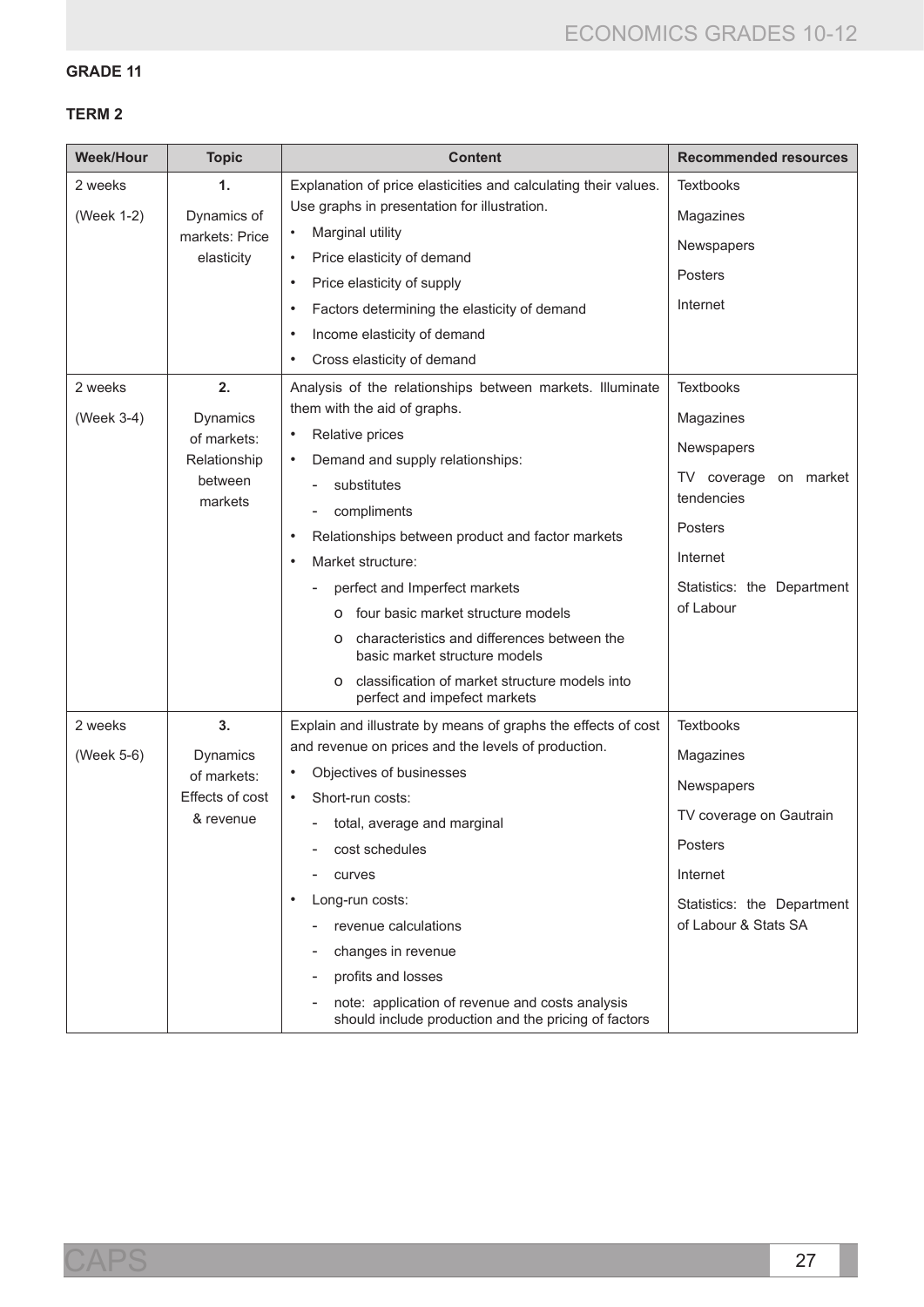**GRADE 11**

**TERM 2**

| Week/Hour | Topic | Content | Recommended resources |
|---|---|---|---|
| 2 weeks<br><br>(Week 1-2) | **1.**<br><br>Dynamics of markets: Price elasticity | Explanation of price elasticities and calculating their values. Use graphs in presentation for illustration.<br>• Marginal utility<br>• Price elasticity of demand<br>• Price elasticity of supply<br>• Factors determining the elasticity of demand<br>• Income elasticity of demand<br>• Cross elasticity of demand | Textbooks<br><br>Magazines<br><br>Newspapers<br><br>Posters<br><br>Internet |
| 2 weeks<br><br>(Week 3-4) | **2.**<br><br>Dynamics of markets: Relationship between markets | Analysis of the relationships between markets. Illuminate them with the aid of graphs.<br>• Relative prices<br>• Demand and supply relationships:<br>- substitutes<br>- compliments<br>• Relationships between product and factor markets<br>• Market structure:<br>- perfect and Imperfect markets<br>o four basic market structure models<br>o characteristics and differences between the basic market structure models<br>o classification of market structure models into perfect and impefect markets | Textbooks<br><br>Magazines<br><br>Newspapers<br><br>TV coverage on market tendencies<br><br>Posters<br><br>Internet<br><br>Statistics: the Department of Labour |
| 2 weeks<br><br>(Week 5-6) | **3.**<br><br>Dynamics of markets: Effects of cost & revenue | Explain and illustrate by means of graphs the effects of cost and revenue on prices and the levels of production.<br>• Objectives of businesses<br>• Short-run costs:<br>- total, average and marginal<br>- cost schedules<br>- curves<br>• Long-run costs:<br>- revenue calculations<br>- changes in revenue<br>- profits and losses<br>- note: application of revenue and costs analysis should include production and the pricing of factors | Textbooks<br><br>Magazines<br><br>Newspapers<br><br>TV coverage on Gautrain<br><br>Posters<br><br>Internet<br><br>Statistics: the Department of Labour & Stats SA |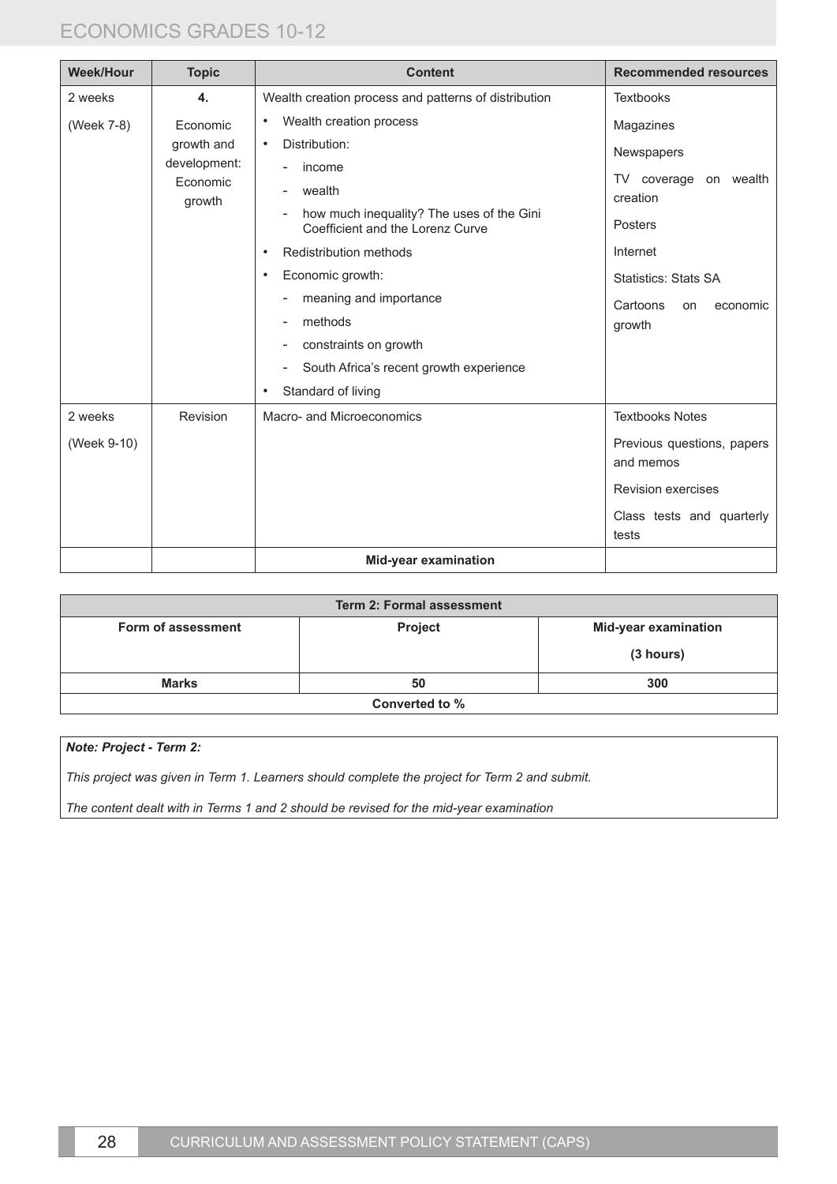| Week/Hour | Topic | Content | Recommended resources |
|---|---|---|---|
| 2 weeks<br><br>(Week 7-8) | **4.**<br><br>Economic growth and development: Economic growth | Wealth creation process and patterns of distribution<br>• Wealth creation process<br>• Distribution:<br>- income<br>- wealth<br>- how much inequality? The uses of the Gini Coefficient and the Lorenz Curve<br>• Redistribution methods<br>• Economic growth:<br>- meaning and importance<br>- methods<br>- constraints on growth<br>- South Africa's recent growth experience<br>• Standard of living | Textbooks<br>Magazines<br>Newspapers<br>TV coverage on wealth creation<br>Posters<br>Internet<br>Statistics: Stats SA<br>Cartoons on economic growth |
| 2 weeks<br><br>(Week 9-10) | Revision | Macro- and Microeconomics | Textbooks Notes<br>Previous questions, papers and memos<br>Revision exercises<br>Class tests and quarterly tests |
| | | **Mid-year examination** | |

| **Term 2: Formal assessment** | | |
|---|---|---|
| **Form of assessment** | **Project** | **Mid-year examination**<br><br>**(3 hours)** |
| **Marks** | **50** | **300** |
| **Converted to %** | | |

***Note: Project - Term 2:***

*This project was given in Term 1. Learners should complete the project for Term 2 and submit.*

*The content dealt with in Terms 1 and 2 should be revised for the mid-year examination*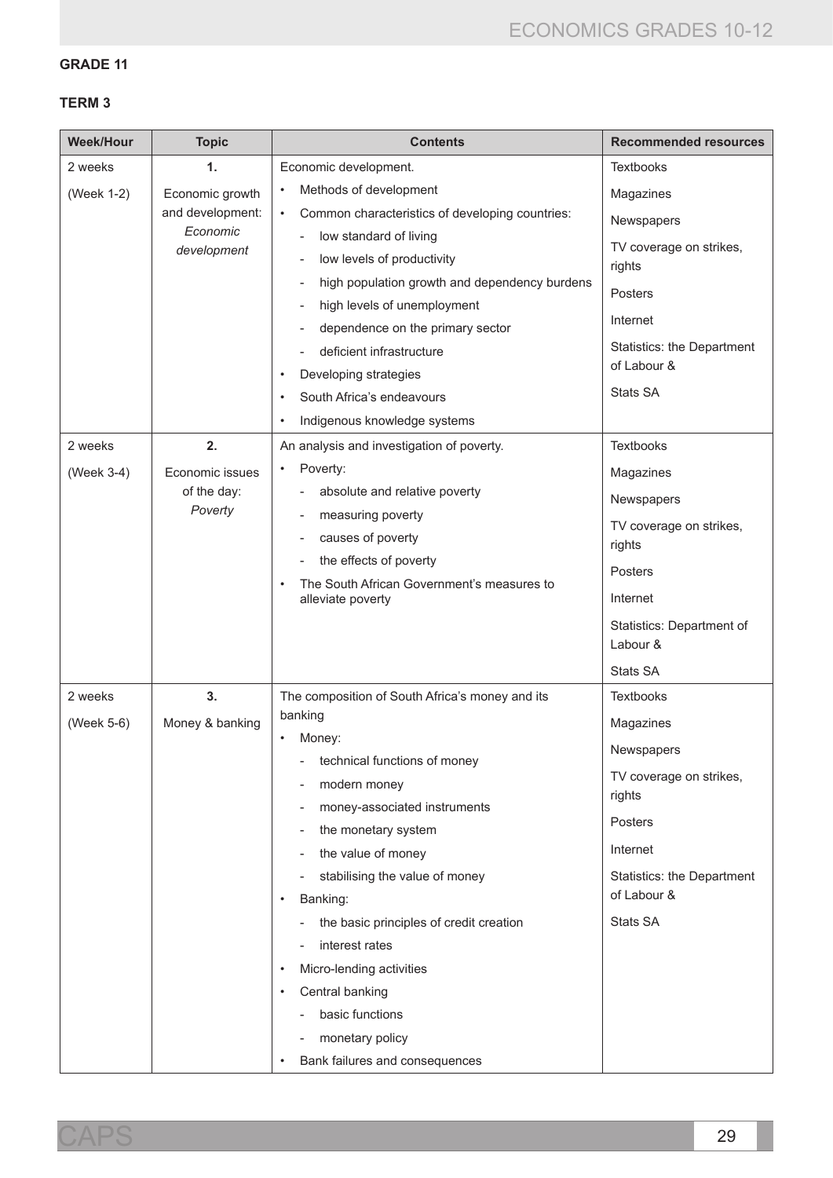**GRADE 11**

**TERM 3**

| Week/Hour | Topic | Contents | Recommended resources |
|---|---|---|---|
| 2 weeks<br>(Week 1-2) | **1.**<br>Economic growth and development: *Economic development* | Economic development.<br>• Methods of development<br>• Common characteristics of developing countries:<br>- low standard of living<br>- low levels of productivity<br>- high population growth and dependency burdens<br>- high levels of unemployment<br>- dependence on the primary sector<br>- deficient infrastructure<br>• Developing strategies<br>• South Africa's endeavours<br>• Indigenous knowledge systems | Textbooks<br>Magazines<br>Newspapers<br>TV coverage on strikes, rights<br>Posters<br>Internet<br>Statistics: the Department of Labour &<br>Stats SA |
| 2 weeks<br>(Week 3-4) | **2.**<br>Economic issues of the day: *Poverty* | An analysis and investigation of poverty.<br>• Poverty:<br>- absolute and relative poverty<br>- measuring poverty<br>- causes of poverty<br>- the effects of poverty<br>• The South African Government's measures to alleviate poverty | Textbooks<br>Magazines<br>Newspapers<br>TV coverage on strikes, rights<br>Posters<br>Internet<br>Statistics: Department of Labour &<br>Stats SA |
| 2 weeks<br>(Week 5-6) | **3.**<br>Money & banking | The composition of South Africa's money and its banking<br>• Money:<br>- technical functions of money<br>- modern money<br>- money-associated instruments<br>- the monetary system<br>- the value of money<br>- stabilising the value of money<br>• Banking:<br>- the basic principles of credit creation<br>- interest rates<br>• Micro-lending activities<br>• Central banking<br>- basic functions<br>- monetary policy<br>• Bank failures and consequences | Textbooks<br>Magazines<br>Newspapers<br>TV coverage on strikes, rights<br>Posters<br>Internet<br>Statistics: the Department of Labour &<br>Stats SA |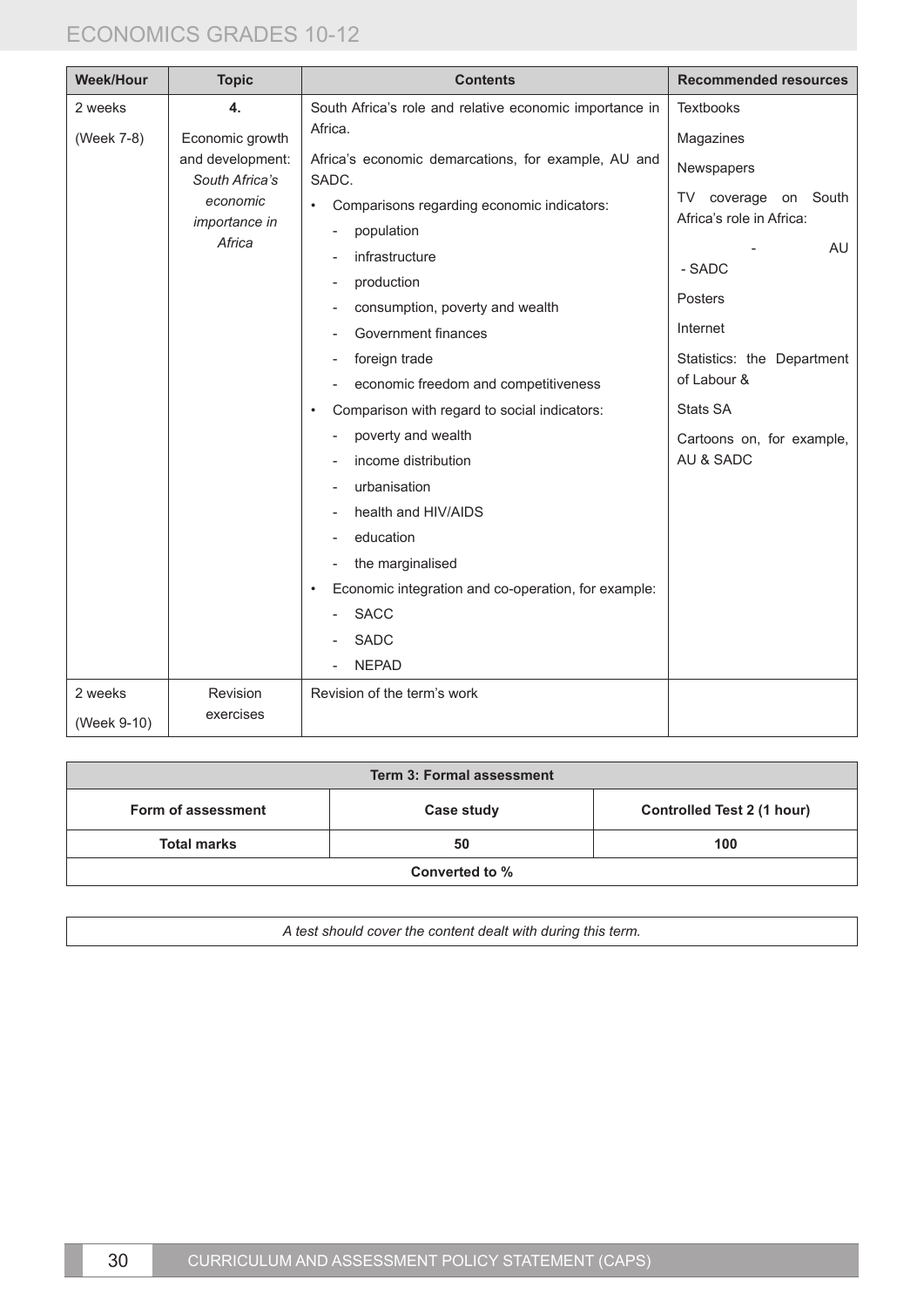| Week/Hour | Topic | Contents | Recommended resources |
| --- | --- | --- | --- |
| 2 weeks<br>(Week 7-8) | **4.**<br>Economic growth and development: *South Africa's economic importance in Africa* | South Africa's role and relative economic importance in Africa.<br>Africa's economic demarcations, for example, AU and SADC.<br>• Comparisons regarding economic indicators:<br>- population<br>- infrastructure<br>- production<br>- consumption, poverty and wealth<br>- Government finances<br>- foreign trade<br>- economic freedom and competitiveness<br>• Comparison with regard to social indicators:<br>- poverty and wealth<br>- income distribution<br>- urbanisation<br>- health and HIV/AIDS<br>- education<br>- the marginalised<br>• Economic integration and co-operation, for example:<br>- SACC<br>- SADC<br>- NEPAD | Textbooks<br>Magazines<br>Newspapers<br>TV coverage on South Africa's role in Africa:<br>- AU<br>- SADC<br>Posters<br>Internet<br>Statistics: the Department of Labour &<br>Stats SA<br>Cartoons on, for example, AU & SADC |
| 2 weeks<br>(Week 9-10) | Revision exercises | Revision of the term's work | |

| Term 3: Formal assessment | | |
| --- | --- | --- |
| **Form of assessment** | **Case study** | **Controlled Test 2 (1 hour)** |
| **Total marks** | **50** | **100** |
| **Converted to %** | | |

*A test should cover the content dealt with during this term.*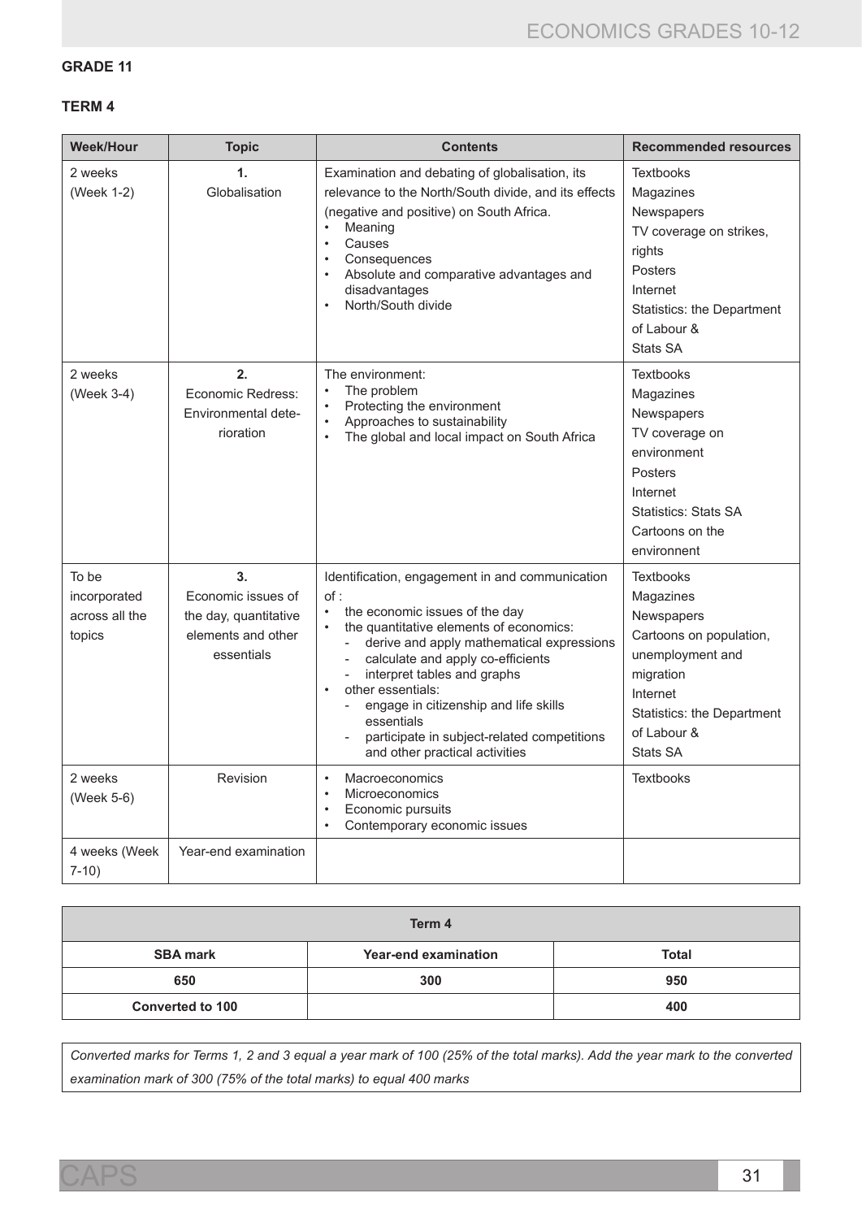## GRADE 11

### TERM 4

| Week/Hour | Topic | Contents | Recommended resources |
|---|---|---|---|
| 2 weeks (Week 1-2) | **1.** Globalisation | Examination and debating of globalisation, its relevance to the North/South divide, and its effects (negative and positive) on South Africa.<br>• Meaning<br>• Causes<br>• Consequences<br>• Absolute and comparative advantages and disadvantages<br>• North/South divide | Textbooks<br>Magazines<br>Newspapers<br>TV coverage on strikes, rights<br>Posters<br>Internet<br>Statistics: the Department of Labour & Stats SA |
| 2 weeks (Week 3-4) | **2.** Economic Redress: Environmental dete-rioration | The environment:<br>• The problem<br>• Protecting the environment<br>• Approaches to sustainability<br>• The global and local impact on South Africa | Textbooks<br>Magazines<br>Newspapers<br>TV coverage on environment<br>Posters<br>Internet<br>Statistics: Stats SA<br>Cartoons on the environnent |
| To be incorporated across all the topics | **3.** Economic issues of the day, quantitative elements and other essentials | Identification, engagement in and communication of :<br>• the economic issues of the day<br>• the quantitative elements of economics:<br>- derive and apply mathematical expressions<br>- calculate and apply co-efficients<br>- interpret tables and graphs<br>• other essentials:<br>- engage in citizenship and life skills essentials<br>- participate in subject-related competitions and other practical activities | Textbooks<br>Magazines<br>Newspapers<br>Cartoons on population, unemployment and migration<br>Internet<br>Statistics: the Department of Labour & Stats SA |
| 2 weeks (Week 5-6) | Revision | • Macroeconomics<br>• Microeconomics<br>• Economic pursuits<br>• Contemporary economic issues | Textbooks |
| 4 weeks (Week 7-10) | Year-end examination | | |

| Term 4 | | |
|---|---|---|
| **SBA mark** | **Year-end examination** | **Total** |
| **650** | **300** | **950** |
| **Converted to 100** | | **400** |

*Converted marks for Terms 1, 2 and 3 equal a year mark of 100 (25% of the total marks). Add the year mark to the converted examination mark of 300 (75% of the total marks) to equal 400 marks*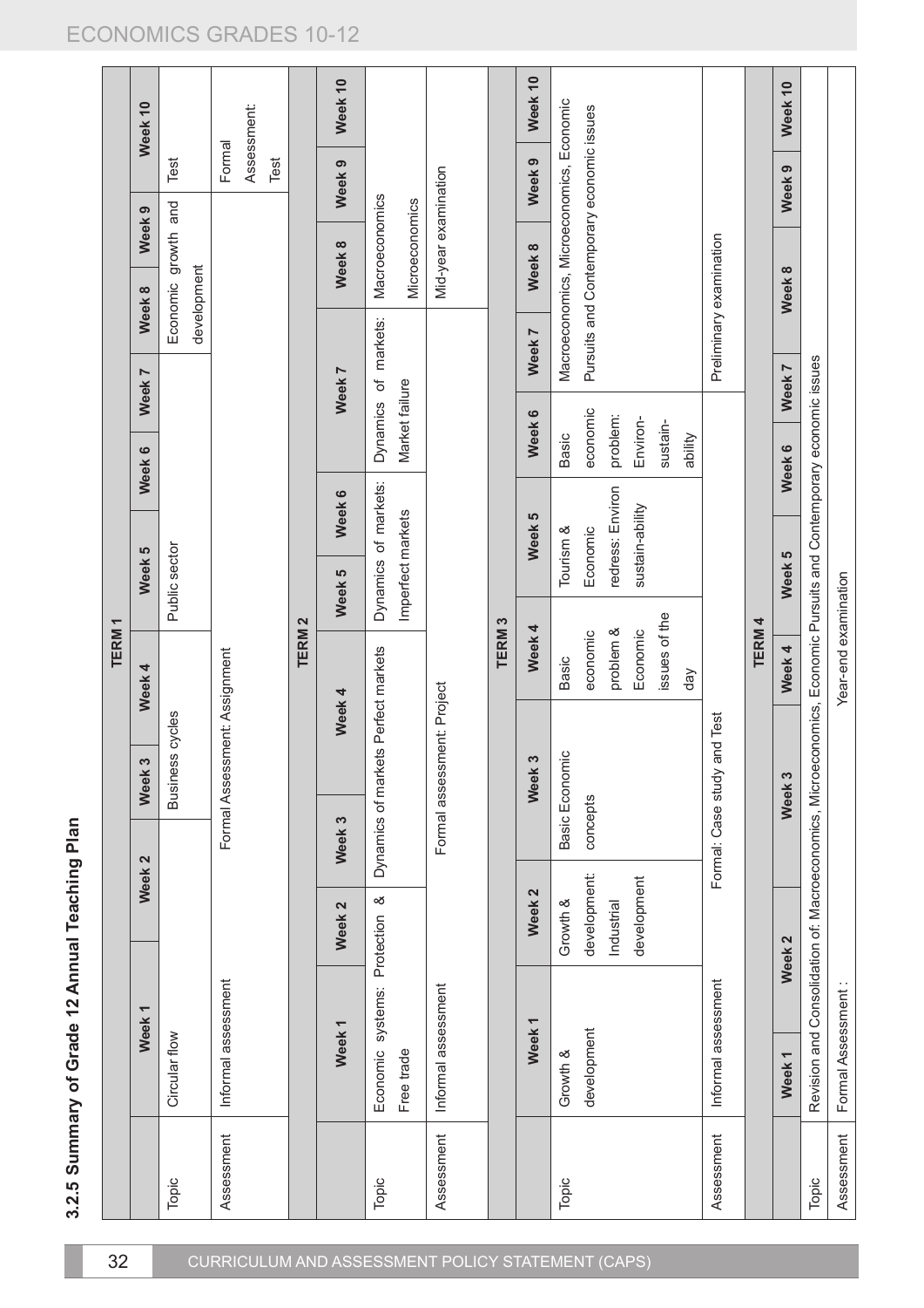### 3.2.5 Summary of Grade 12 Annual Teaching Plan

**TERM 1**

| | Week 1 | Week 2 | Week 3 | Week 4 | Week 5 | Week 6 | Week 7 | Week 8 | Week 9 | Week 10 |
|---|---|---|---|---|---|---|---|---|---|---|
| Topic | Circular flow | | Business cycles | | Public sector | | | Economic growth and development | | Test |
| Assessment | Informal assessment | Formal Assessment: Assignment | | | | | | | | Formal Assessment: Test |

**TERM 2**

| | Week 1 | Week 2 | Week 3 | Week 4 | Week 5 | Week 6 | Week 7 | Week 8 | Week 9 | Week 10 |
|---|---|---|---|---|---|---|---|---|---|---|
| Topic | Economic systems: Protection & Free trade | | Dynamics of markets Perfect markets | | Dynamics of markets: Imperfect markets | | Dynamics of markets: Market failure | Macroeconomics Microeconomics | | |
| Assessment | Informal assessment | | Formal assessment: Project | | | | | Mid-year examination | | |

**TERM 3**

| | Week 1 | Week 2 | Week 3 | Week 4 | Week 5 | Week 6 | Week 7 | Week 8 | Week 9 | Week 10 |
|---|---|---|---|---|---|---|---|---|---|---|
| Topic | Growth & development | Growth & development: Industrial development | Basic Economic concepts | Basic economic problem & Economic issues of the day | Tourism & Economic redress: Environ sustain-ability | Basic economic problem: Environ-sustain-ability | Macroeconomics, Microeconomics, Economic Pursuits and Contemporary economic issues | | | |
| Assessment | Informal assessment | Formal: Case study and Test | | | | | Preliminary examination | | | |

**TERM 4**

| | Week 1 | Week 2 | Week 3 | Week 4 | Week 5 | Week 6 | Week 7 | Week 8 | Week 9 | Week 10 |
|---|---|---|---|---|---|---|---|---|---|---|
| Topic | Revision and Consolidation of: Macroeconomics, Microeconomics, Economic Pursuits and Contemporary economic issues | | | | | | | | | |
| Assessment | Formal Assessment : | | | Year-end examination | | | | | | |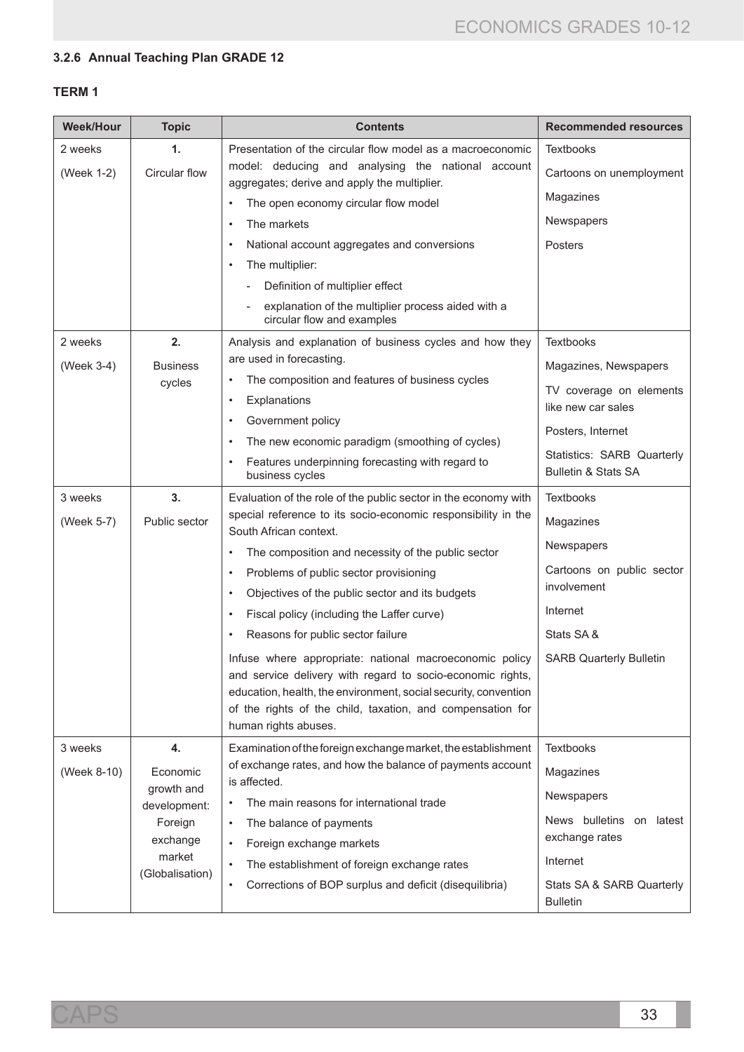### 3.2.6 Annual Teaching Plan GRADE 12

#### TERM 1

| Week/Hour | Topic | Contents | Recommended resources |
|---|---|---|---|
| 2 weeks<br>(Week 1-2) | **1.**<br>Circular flow | Presentation of the circular flow model as a macroeconomic model: deducing and analysing the national account aggregates; derive and apply the multiplier.<br>• The open economy circular flow model<br>• The markets<br>• National account aggregates and conversions<br>• The multiplier:<br>  - Definition of multiplier effect<br>  - explanation of the multiplier process aided with a circular flow and examples | Textbooks<br>Cartoons on unemployment<br>Magazines<br>Newspapers<br>Posters |
| 2 weeks<br>(Week 3-4) | **2.**<br>Business cycles | Analysis and explanation of business cycles and how they are used in forecasting.<br>• The composition and features of business cycles<br>• Explanations<br>• Government policy<br>• The new economic paradigm (smoothing of cycles)<br>• Features underpinning forecasting with regard to business cycles | Textbooks<br>Magazines, Newspapers<br>TV coverage on elements like new car sales<br>Posters, Internet<br>Statistics: SARB Quarterly Bulletin & Stats SA |
| 3 weeks<br>(Week 5-7) | **3.**<br>Public sector | Evaluation of the role of the public sector in the economy with special reference to its socio-economic responsibility in the South African context.<br>• The composition and necessity of the public sector<br>• Problems of public sector provisioning<br>• Objectives of the public sector and its budgets<br>• Fiscal policy (including the Laffer curve)<br>• Reasons for public sector failure<br>Infuse where appropriate: national macroeconomic policy and service delivery with regard to socio-economic rights, education, health, the environment, social security, convention of the rights of the child, taxation, and compensation for human rights abuses. | Textbooks<br>Magazines<br>Newspapers<br>Cartoons on public sector involvement<br>Internet<br>Stats SA &<br>SARB Quarterly Bulletin |
| 3 weeks<br>(Week 8-10) | **4.**<br>Economic growth and development: Foreign exchange market (Globalisation) | Examination of the foreign exchange market, the establishment of exchange rates, and how the balance of payments account is affected.<br>• The main reasons for international trade<br>• The balance of payments<br>• Foreign exchange markets<br>• The establishment of foreign exchange rates<br>• Corrections of BOP surplus and deficit (disequilibria) | Textbooks<br>Magazines<br>Newspapers<br>News bulletins on latest exchange rates<br>Internet<br>Stats SA & SARB Quarterly Bulletin |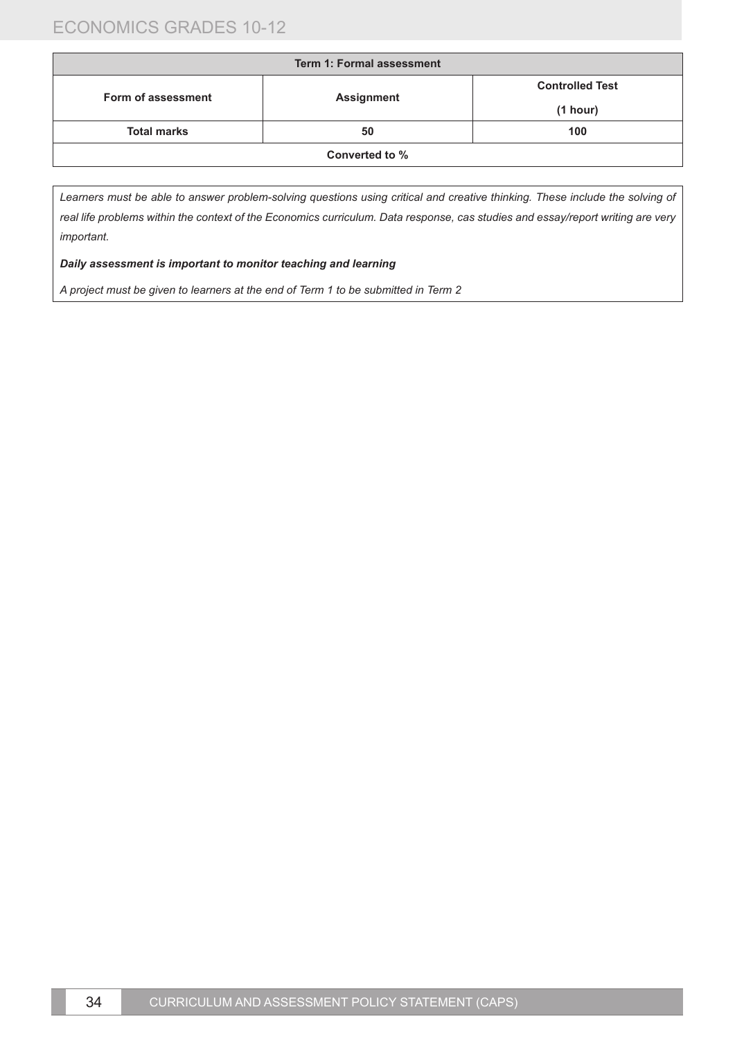| Term 1: Formal assessment | | |
|---|---|---|
| **Form of assessment** | **Assignment** | **Controlled Test (1 hour)** |
| **Total marks** | **50** | **100** |
| **Converted to %** | | |

*Learners must be able to answer problem-solving questions using critical and creative thinking. These include the solving of real life problems within the context of the Economics curriculum. Data response, cas studies and essay/report writing are very important.*

***Daily assessment is important to monitor teaching and learning***

*A project must be given to learners at the end of Term 1 to be submitted in Term 2*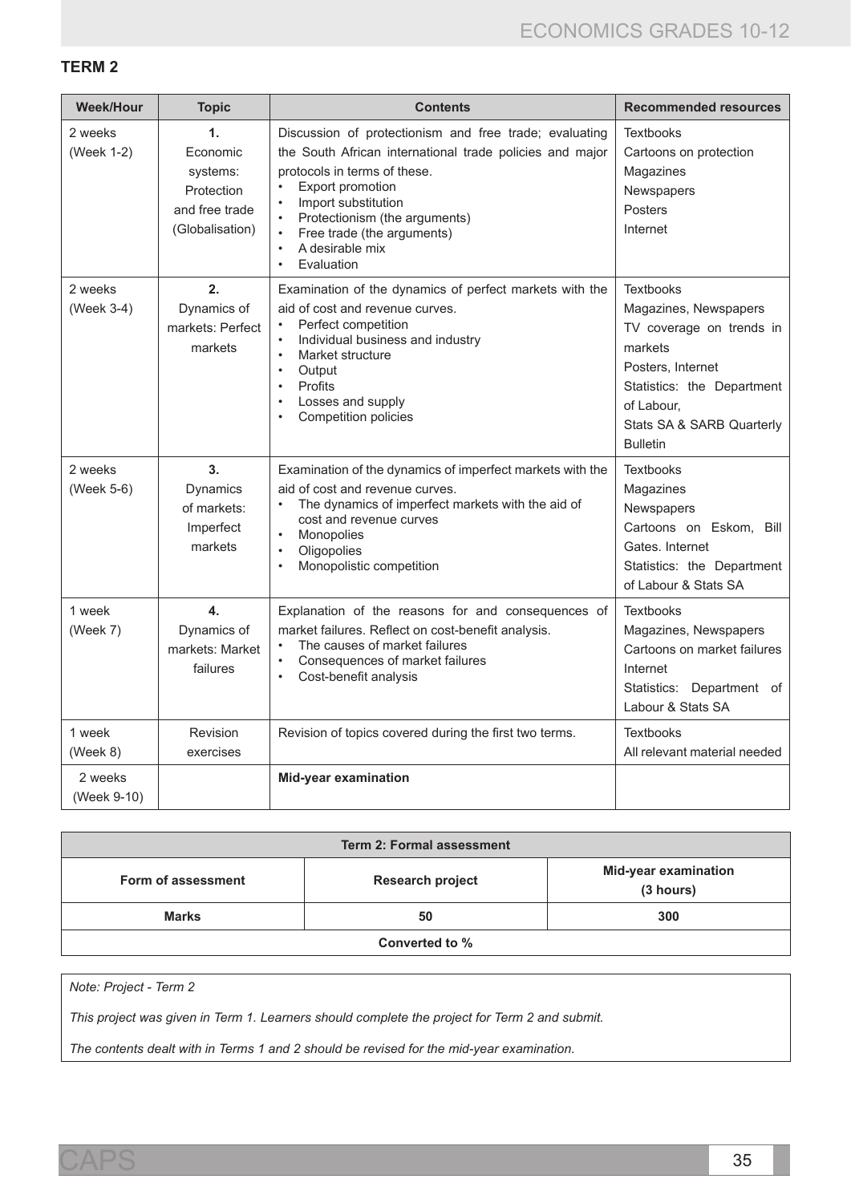## TERM 2

| Week/Hour | Topic | Contents | Recommended resources |
|---|---|---|---|
| 2 weeks (Week 1-2) | 1. Economic systems: Protection and free trade (Globalisation) | Discussion of protectionism and free trade; evaluating the South African international trade policies and major protocols in terms of these.<br>• Export promotion<br>• Import substitution<br>• Protectionism (the arguments)<br>• Free trade (the arguments)<br>• A desirable mix<br>• Evaluation | Textbooks<br>Cartoons on protection<br>Magazines<br>Newspapers<br>Posters<br>Internet |
| 2 weeks (Week 3-4) | 2. Dynamics of markets: Perfect markets | Examination of the dynamics of perfect markets with the aid of cost and revenue curves.<br>• Perfect competition<br>• Individual business and industry<br>• Market structure<br>• Output<br>• Profits<br>• Losses and supply<br>• Competition policies | Textbooks<br>Magazines, Newspapers<br>TV coverage on trends in markets<br>Posters, Internet<br>Statistics: the Department of Labour,<br>Stats SA & SARB Quarterly Bulletin |
| 2 weeks (Week 5-6) | 3. Dynamics of markets: Imperfect markets | Examination of the dynamics of imperfect markets with the aid of cost and revenue curves.<br>• The dynamics of imperfect markets with the aid of cost and revenue curves<br>• Monopolies<br>• Oligopolies<br>• Monopolistic competition | Textbooks<br>Magazines<br>Newspapers<br>Cartoons on Eskom, Bill Gates. Internet<br>Statistics: the Department of Labour & Stats SA |
| 1 week (Week 7) | 4. Dynamics of markets: Market failures | Explanation of the reasons for and consequences of market failures. Reflect on cost-benefit analysis.<br>• The causes of market failures<br>• Consequences of market failures<br>• Cost-benefit analysis | Textbooks<br>Magazines, Newspapers<br>Cartoons on market failures<br>Internet<br>Statistics: Department of Labour & Stats SA |
| 1 week (Week 8) | Revision exercises | Revision of topics covered during the first two terms. | Textbooks<br>All relevant material needed |
| 2 weeks (Week 9-10) | | **Mid-year examination** | |

| **Term 2: Formal assessment** | | |
|---|---|---|
| **Form of assessment** | **Research project** | **Mid-year examination (3 hours)** |
| **Marks** | **50** | **300** |
| **Converted to %** | | |

*Note: Project - Term 2*

*This project was given in Term 1. Learners should complete the project for Term 2 and submit.*

*The contents dealt with in Terms 1 and 2 should be revised for the mid-year examination.*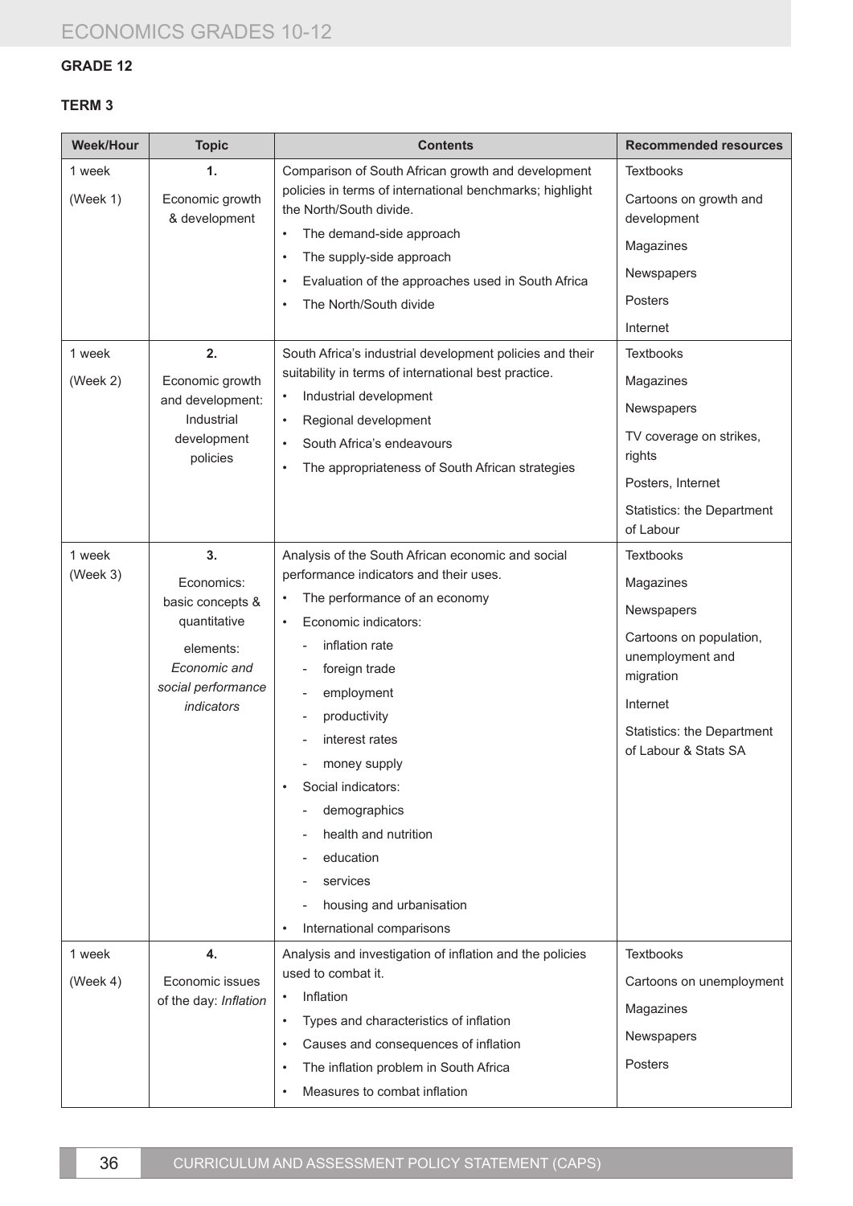## GRADE 12

### TERM 3

| Week/Hour | Topic | Contents | Recommended resources |
|---|---|---|---|
| 1 week<br>(Week 1) | **1.**<br>Economic growth & development | Comparison of South African growth and development policies in terms of international benchmarks; highlight the North/South divide.<br>• The demand-side approach<br>• The supply-side approach<br>• Evaluation of the approaches used in South Africa<br>• The North/South divide | Textbooks<br>Cartoons on growth and development<br>Magazines<br>Newspapers<br>Posters<br>Internet |
| 1 week<br>(Week 2) | **2.**<br>Economic growth and development: Industrial development policies | South Africa's industrial development policies and their suitability in terms of international best practice.<br>• Industrial development<br>• Regional development<br>• South Africa's endeavours<br>• The appropriateness of South African strategies | Textbooks<br>Magazines<br>Newspapers<br>TV coverage on strikes, rights<br>Posters, Internet<br>Statistics: the Department of Labour |
| 1 week<br>(Week 3) | **3.**<br>Economics: basic concepts & quantitative elements: *Economic and social performance indicators* | Analysis of the South African economic and social performance indicators and their uses.<br>• The performance of an economy<br>• Economic indicators:<br>- inflation rate<br>- foreign trade<br>- employment<br>- productivity<br>- interest rates<br>- money supply<br>• Social indicators:<br>- demographics<br>- health and nutrition<br>- education<br>- services<br>- housing and urbanisation<br>• International comparisons | Textbooks<br>Magazines<br>Newspapers<br>Cartoons on population, unemployment and migration<br>Internet<br>Statistics: the Department of Labour & Stats SA |
| 1 week<br>(Week 4) | **4.**<br>Economic issues of the day: *Inflation* | Analysis and investigation of inflation and the policies used to combat it.<br>• Inflation<br>• Types and characteristics of inflation<br>• Causes and consequences of inflation<br>• The inflation problem in South Africa<br>• Measures to combat inflation | Textbooks<br>Cartoons on unemployment<br>Magazines<br>Newspapers<br>Posters |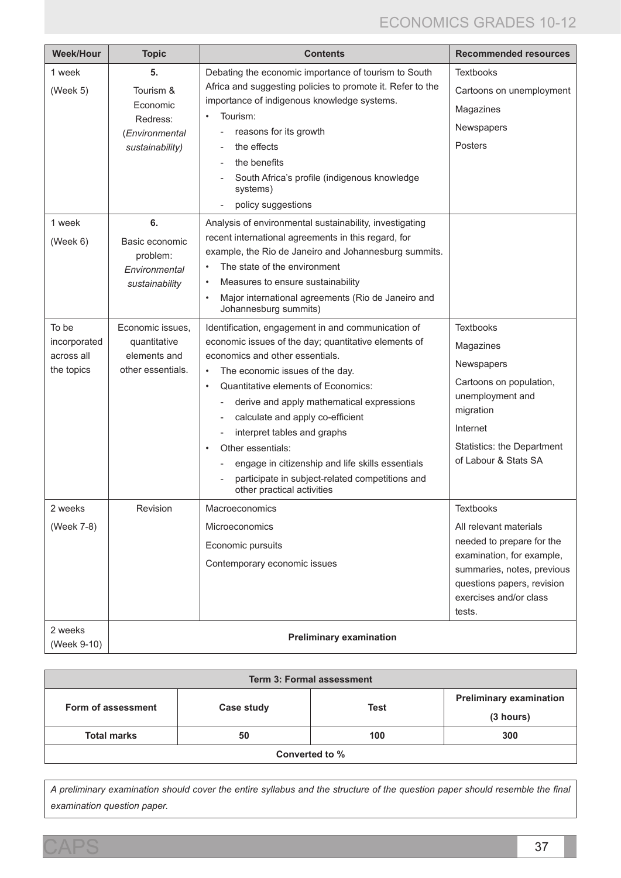| Week/Hour | Topic | Contents | Recommended resources |
|---|---|---|---|
| 1 week<br>(Week 5) | **5.**<br>Tourism & Economic Redress: (*Environmental sustainability)* | Debating the economic importance of tourism to South Africa and suggesting policies to promote it. Refer to the importance of indigenous knowledge systems.<br>• Tourism:<br>- reasons for its growth<br>- the effects<br>- the benefits<br>- South Africa's profile (indigenous knowledge systems)<br>- policy suggestions | Textbooks<br>Cartoons on unemployment<br>Magazines<br>Newspapers<br>Posters |
| 1 week<br>(Week 6) | **6.**<br>Basic economic problem: *Environmental sustainability* | Analysis of environmental sustainability, investigating recent international agreements in this regard, for example, the Rio de Janeiro and Johannesburg summits.<br>• The state of the environment<br>• Measures to ensure sustainability<br>• Major international agreements (Rio de Janeiro and Johannesburg summits) | |
| To be incorporated across all the topics | Economic issues, quantitative elements and other essentials. | Identification, engagement in and communication of economic issues of the day; quantitative elements of economics and other essentials.<br>• The economic issues of the day.<br>• Quantitative elements of Economics:<br>- derive and apply mathematical expressions<br>- calculate and apply co-efficient<br>- interpret tables and graphs<br>• Other essentials:<br>- engage in citizenship and life skills essentials<br>- participate in subject-related competitions and other practical activities | Textbooks<br>Magazines<br>Newspapers<br>Cartoons on population, unemployment and migration<br>Internet<br>Statistics: the Department of Labour & Stats SA |
| 2 weeks<br>(Week 7-8) | Revision | Macroeconomics<br>Microeconomics<br>Economic pursuits<br>Contemporary economic issues | Textbooks<br>All relevant materials needed to prepare for the examination, for example, summaries, notes, previous questions papers, revision exercises and/or class tests. |
| 2 weeks<br>(Week 9-10) | **Preliminary examination** | | |

| **Term 3: Formal assessment** | | | |
|---|---|---|---|
| **Form of assessment** | **Case study** | **Test** | **Preliminary examination (3 hours)** |
| **Total marks** | **50** | **100** | **300** |
| **Converted to %** | | | |

*A preliminary examination should cover the entire syllabus and the structure of the question paper should resemble the final examination question paper.*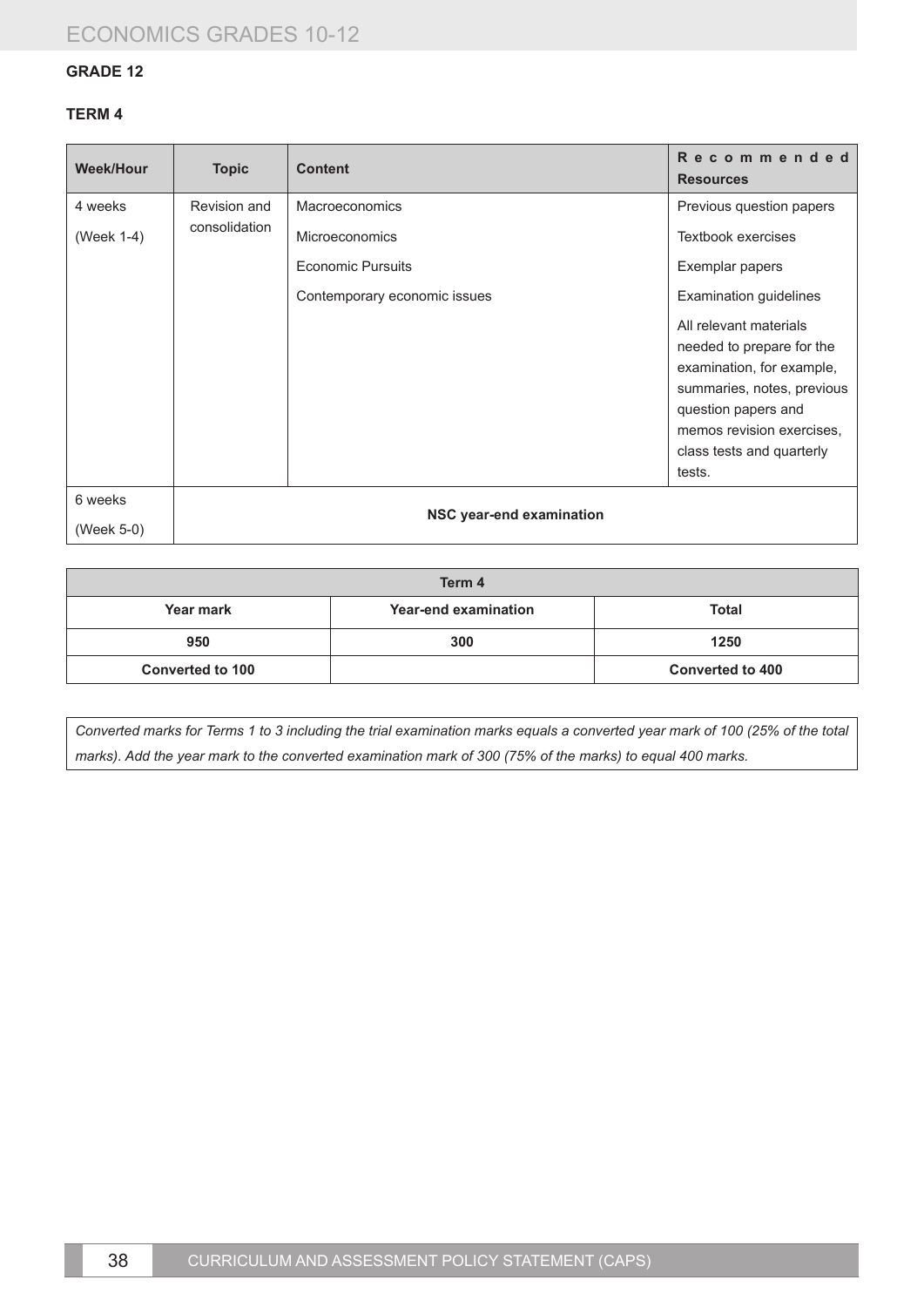**GRADE 12**

**TERM 4**

| Week/Hour | Topic | Content | Recommended Resources |
|---|---|---|---|
| 4 weeks<br>(Week 1-4) | Revision and consolidation | Macroeconomics<br>Microeconomics<br>Economic Pursuits<br>Contemporary economic issues | Previous question papers<br>Textbook exercises<br>Exemplar papers<br>Examination guidelines<br>All relevant materials needed to prepare for the examination, for example, summaries, notes, previous question papers and memos revision exercises, class tests and quarterly tests. |
| 6 weeks<br>(Week 5-0) | **NSC year-end examination** | | |

| Term 4 | | |
|---|---|---|
| **Year mark** | **Year-end examination** | **Total** |
| **950** | **300** | **1250** |
| **Converted to 100** | | **Converted to 400** |

*Converted marks for Terms 1 to 3 including the trial examination marks equals a converted year mark of 100 (25% of the total marks). Add the year mark to the converted examination mark of 300 (75% of the marks) to equal 400 marks.*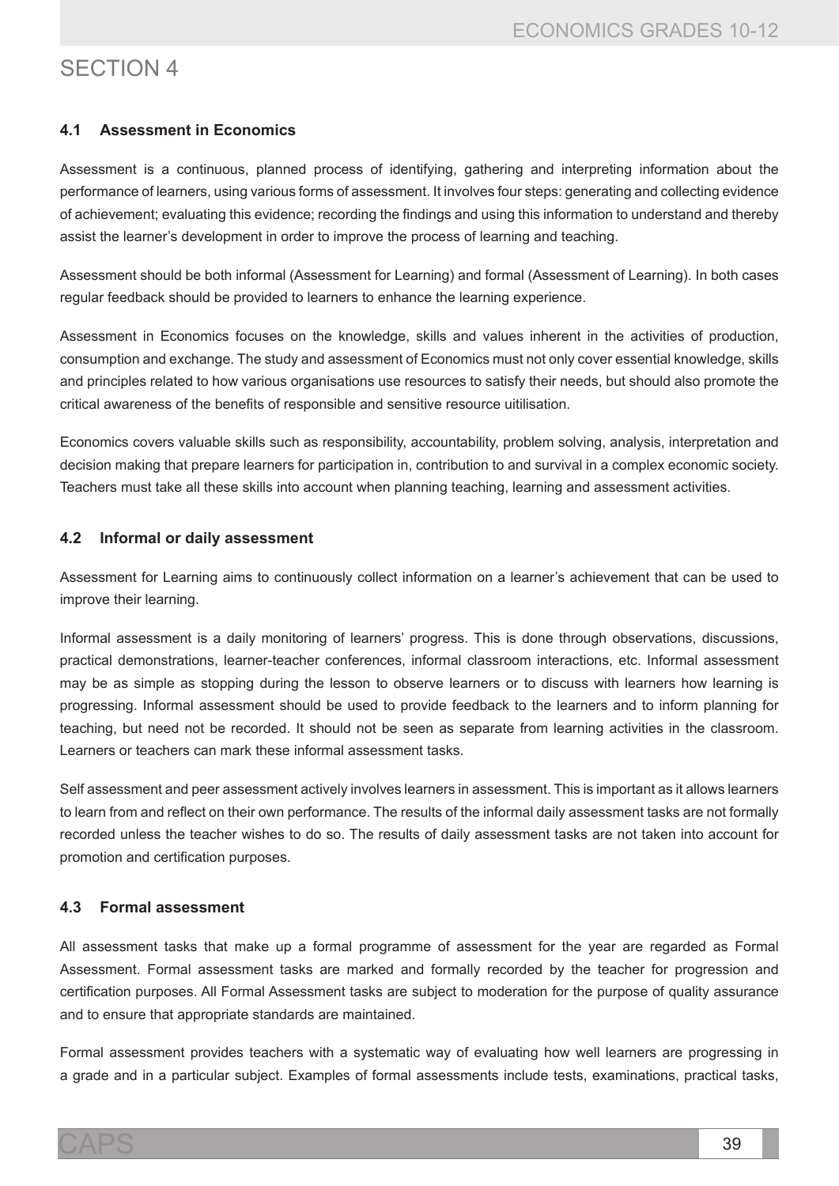# SECTION 4

## 4.1 Assessment in Economics

Assessment is a continuous, planned process of identifying, gathering and interpreting information about the performance of learners, using various forms of assessment. It involves four steps: generating and collecting evidence of achievement; evaluating this evidence; recording the findings and using this information to understand and thereby assist the learner's development in order to improve the process of learning and teaching.

Assessment should be both informal (Assessment for Learning) and formal (Assessment of Learning). In both cases regular feedback should be provided to learners to enhance the learning experience.

Assessment in Economics focuses on the knowledge, skills and values inherent in the activities of production, consumption and exchange. The study and assessment of Economics must not only cover essential knowledge, skills and principles related to how various organisations use resources to satisfy their needs, but should also promote the critical awareness of the benefits of responsible and sensitive resource uitilisation.

Economics covers valuable skills such as responsibility, accountability, problem solving, analysis, interpretation and decision making that prepare learners for participation in, contribution to and survival in a complex economic society. Teachers must take all these skills into account when planning teaching, learning and assessment activities.

## 4.2 Informal or daily assessment

Assessment for Learning aims to continuously collect information on a learner's achievement that can be used to improve their learning.

Informal assessment is a daily monitoring of learners' progress. This is done through observations, discussions, practical demonstrations, learner-teacher conferences, informal classroom interactions, etc. Informal assessment may be as simple as stopping during the lesson to observe learners or to discuss with learners how learning is progressing. Informal assessment should be used to provide feedback to the learners and to inform planning for teaching, but need not be recorded. It should not be seen as separate from learning activities in the classroom. Learners or teachers can mark these informal assessment tasks.

Self assessment and peer assessment actively involves learners in assessment. This is important as it allows learners to learn from and reflect on their own performance. The results of the informal daily assessment tasks are not formally recorded unless the teacher wishes to do so. The results of daily assessment tasks are not taken into account for promotion and certification purposes.

## 4.3 Formal assessment

All assessment tasks that make up a formal programme of assessment for the year are regarded as Formal Assessment. Formal assessment tasks are marked and formally recorded by the teacher for progression and certification purposes. All Formal Assessment tasks are subject to moderation for the purpose of quality assurance and to ensure that appropriate standards are maintained.

Formal assessment provides teachers with a systematic way of evaluating how well learners are progressing in a grade and in a particular subject. Examples of formal assessments include tests, examinations, practical tasks,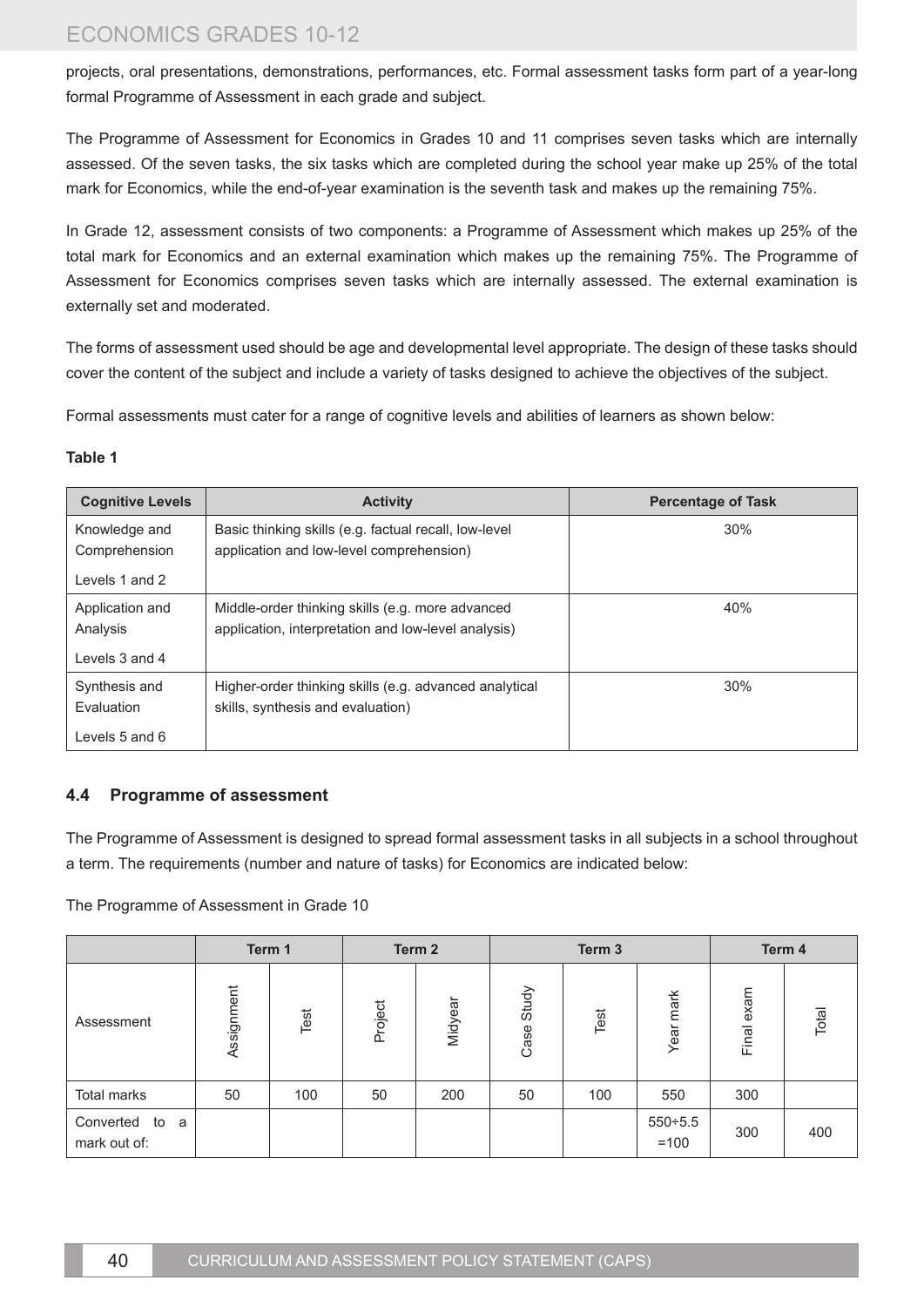projects, oral presentations, demonstrations, performances, etc. Formal assessment tasks form part of a year-long formal Programme of Assessment in each grade and subject.

The Programme of Assessment for Economics in Grades 10 and 11 comprises seven tasks which are internally assessed. Of the seven tasks, the six tasks which are completed during the school year make up 25% of the total mark for Economics, while the end-of-year examination is the seventh task and makes up the remaining 75%.

In Grade 12, assessment consists of two components: a Programme of Assessment which makes up 25% of the total mark for Economics and an external examination which makes up the remaining 75%. The Programme of Assessment for Economics comprises seven tasks which are internally assessed. The external examination is externally set and moderated.

The forms of assessment used should be age and developmental level appropriate. The design of these tasks should cover the content of the subject and include a variety of tasks designed to achieve the objectives of the subject.

Formal assessments must cater for a range of cognitive levels and abilities of learners as shown below:

**Table 1**

| Cognitive Levels | Activity | Percentage of Task |
|---|---|---|
| Knowledge and Comprehension<br><br>Levels 1 and 2 | Basic thinking skills (e.g. factual recall, low-level application and low-level comprehension) | 30% |
| Application and Analysis<br><br>Levels 3 and 4 | Middle-order thinking skills (e.g. more advanced application, interpretation and low-level analysis) | 40% |
| Synthesis and Evaluation<br><br>Levels 5 and 6 | Higher-order thinking skills (e.g. advanced analytical skills, synthesis and evaluation) | 30% |

### 4.4 Programme of assessment

The Programme of Assessment is designed to spread formal assessment tasks in all subjects in a school throughout a term. The requirements (number and nature of tasks) for Economics are indicated below:

The Programme of Assessment in Grade 10

| | Term 1 | | Term 2 | | Term 3 | | | Term 4 | |
|---|---|---|---|---|---|---|---|---|---|
| Assessment | Assignment | Test | Project | Midyear | Case Study | Test | Year mark | Final exam | Total |
| Total marks | 50 | 100 | 50 | 200 | 50 | 100 | 550 | 300 | |
| Converted to a mark out of: | | | | | | | 550÷5.5 =100 | 300 | 400 |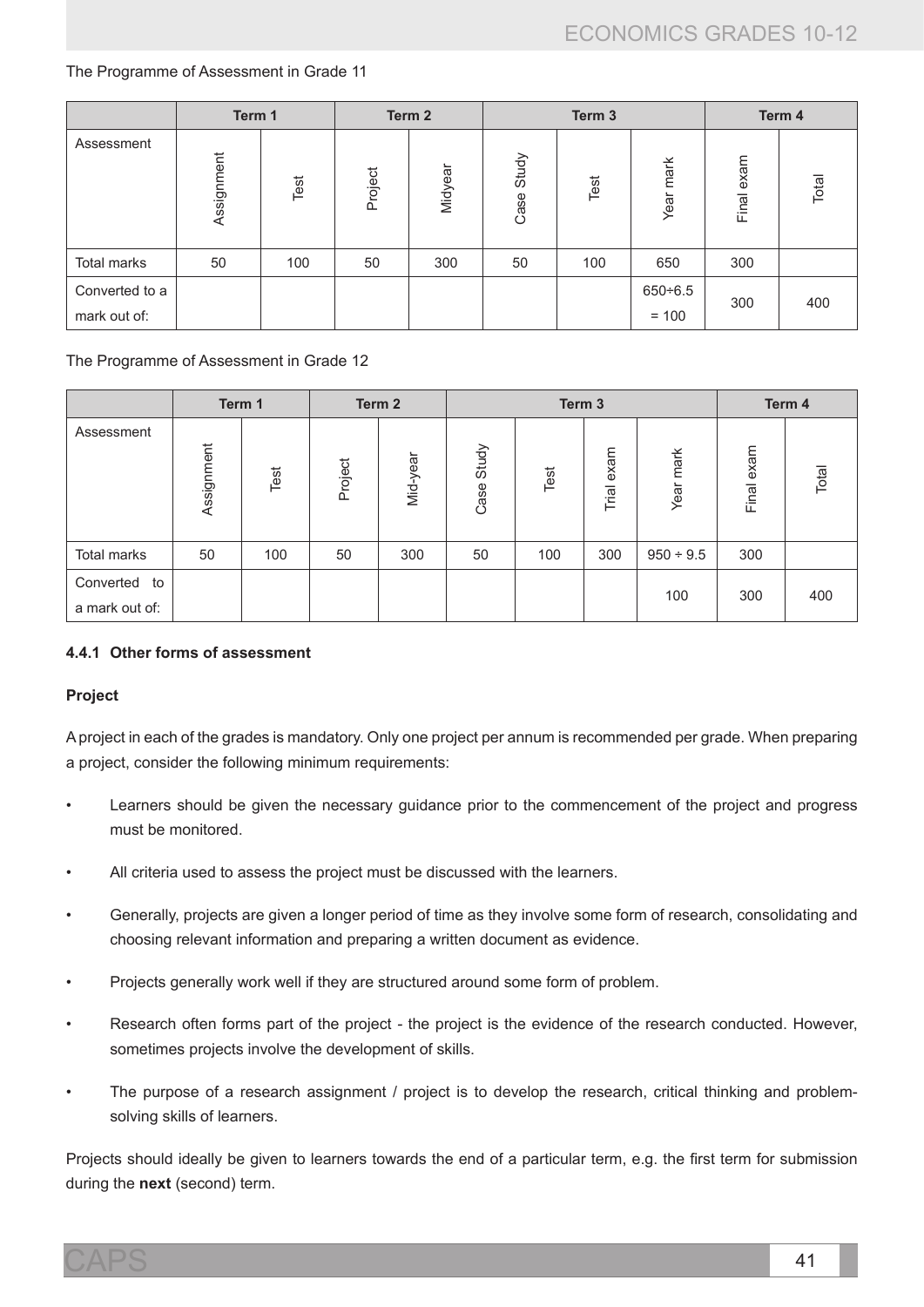The Programme of Assessment in Grade 11

| | Term 1 | | Term 2 | | Term 3 | | | Term 4 | |
|---|---|---|---|---|---|---|---|---|---|
| Assessment | Assignment | Test | Project | Midyear | Case Study | Test | Year mark | Final exam | Total |
| Total marks | 50 | 100 | 50 | 300 | 50 | 100 | 650 | 300 | |
| Converted to a mark out of: | | | | | | | 650÷6.5 = 100 | 300 | 400 |

The Programme of Assessment in Grade 12

| | Term 1 | | Term 2 | | Term 3 | | | | Term 4 | |
|---|---|---|---|---|---|---|---|---|---|---|
| Assessment | Assignment | Test | Project | Mid-year | Case Study | Test | Trial exam | Year mark | Final exam | Total |
| Total marks | 50 | 100 | 50 | 300 | 50 | 100 | 300 | 950 ÷ 9.5 | 300 | |
| Converted to a mark out of: | | | | | | | | 100 | 300 | 400 |

#### 4.4.1 Other forms of assessment

**Project**

A project in each of the grades is mandatory. Only one project per annum is recommended per grade. When preparing a project, consider the following minimum requirements:

- Learners should be given the necessary guidance prior to the commencement of the project and progress must be monitored.
- All criteria used to assess the project must be discussed with the learners.
- Generally, projects are given a longer period of time as they involve some form of research, consolidating and choosing relevant information and preparing a written document as evidence.
- Projects generally work well if they are structured around some form of problem.
- Research often forms part of the project - the project is the evidence of the research conducted. However, sometimes projects involve the development of skills.
- The purpose of a research assignment / project is to develop the research, critical thinking and problem-solving skills of learners.

Projects should ideally be given to learners towards the end of a particular term, e.g. the first term for submission during the **next** (second) term.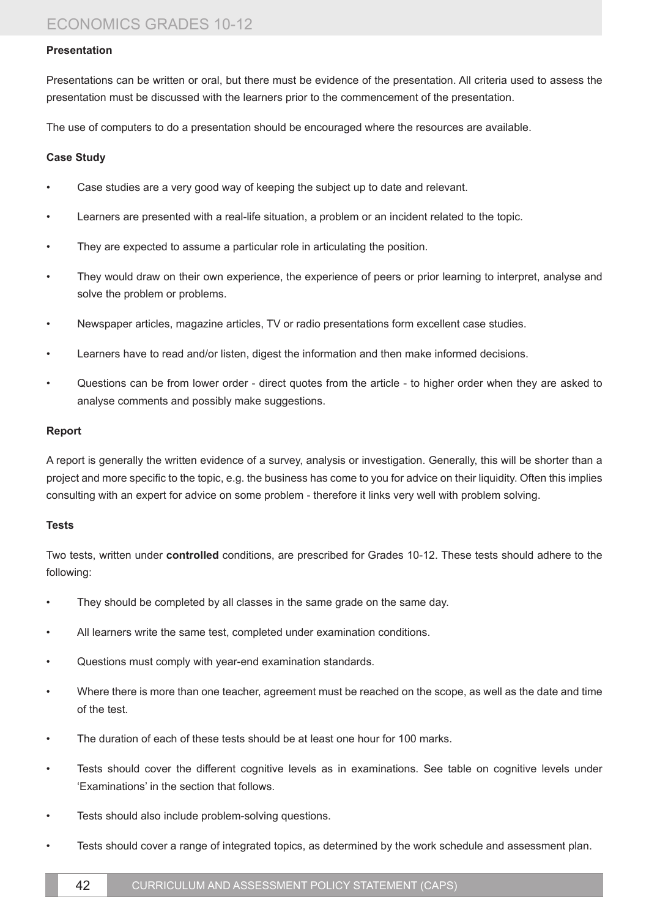**Presentation**

Presentations can be written or oral, but there must be evidence of the presentation. All criteria used to assess the presentation must be discussed with the learners prior to the commencement of the presentation.

The use of computers to do a presentation should be encouraged where the resources are available.

**Case Study**

- Case studies are a very good way of keeping the subject up to date and relevant.
- Learners are presented with a real-life situation, a problem or an incident related to the topic.
- They are expected to assume a particular role in articulating the position.
- They would draw on their own experience, the experience of peers or prior learning to interpret, analyse and solve the problem or problems.
- Newspaper articles, magazine articles, TV or radio presentations form excellent case studies.
- Learners have to read and/or listen, digest the information and then make informed decisions.
- Questions can be from lower order - direct quotes from the article - to higher order when they are asked to analyse comments and possibly make suggestions.

**Report**

A report is generally the written evidence of a survey, analysis or investigation. Generally, this will be shorter than a project and more specific to the topic, e.g. the business has come to you for advice on their liquidity. Often this implies consulting with an expert for advice on some problem - therefore it links very well with problem solving.

**Tests**

Two tests, written under **controlled** conditions, are prescribed for Grades 10-12. These tests should adhere to the following:

- They should be completed by all classes in the same grade on the same day.
- All learners write the same test, completed under examination conditions.
- Questions must comply with year-end examination standards.
- Where there is more than one teacher, agreement must be reached on the scope, as well as the date and time of the test.
- The duration of each of these tests should be at least one hour for 100 marks.
- Tests should cover the different cognitive levels as in examinations. See table on cognitive levels under 'Examinations' in the section that follows.
- Tests should also include problem-solving questions.
- Tests should cover a range of integrated topics, as determined by the work schedule and assessment plan.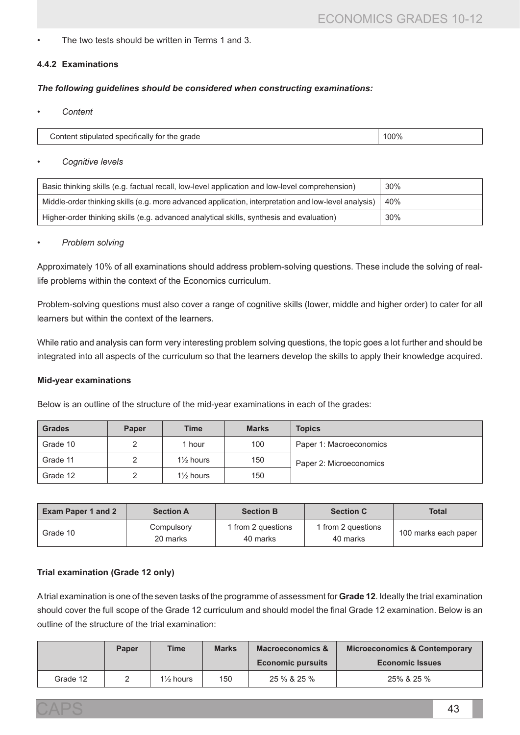- The two tests should be written in Terms 1 and 3.

### 4.4.2 Examinations

***The following guidelines should be considered when constructing examinations:***

- *Content*

| Content stipulated specifically for the grade | 100% |
|---|---|

- *Cognitive levels*

| Basic thinking skills (e.g. factual recall, low-level application and low-level comprehension) | 30% |
|---|---|
| Middle-order thinking skills (e.g. more advanced application, interpretation and low-level analysis) | 40% |
| Higher-order thinking skills (e.g. advanced analytical skills, synthesis and evaluation) | 30% |

- *Problem solving*

Approximately 10% of all examinations should address problem-solving questions. These include the solving of real-life problems within the context of the Economics curriculum.

Problem-solving questions must also cover a range of cognitive skills (lower, middle and higher order) to cater for all learners but within the context of the learners.

While ratio and analysis can form very interesting problem solving questions, the topic goes a lot further and should be integrated into all aspects of the curriculum so that the learners develop the skills to apply their knowledge acquired.

**Mid-year examinations**

Below is an outline of the structure of the mid-year examinations in each of the grades:

| Grades | Paper | Time | Marks | Topics |
|---|---|---|---|---|
| Grade 10 | 2 | 1 hour | 100 | Paper 1: Macroeconomics<br>Paper 2: Microeconomics |
| Grade 11 | 2 | 1½ hours | 150 | |
| Grade 12 | 2 | 1½ hours | 150 | |

| Exam Paper 1 and 2 | Section A | Section B | Section C | Total |
|---|---|---|---|---|
| Grade 10 | Compulsory<br>20 marks | 1 from 2 questions<br>40 marks | 1 from 2 questions<br>40 marks | 100 marks each paper |

**Trial examination (Grade 12 only)**

A trial examination is one of the seven tasks of the programme of assessment for **Grade 12**. Ideally the trial examination should cover the full scope of the Grade 12 curriculum and should model the final Grade 12 examination. Below is an outline of the structure of the trial examination:

| | Paper | Time | Marks | Macroeconomics & Economic pursuits | Microeconomics & Contemporary Economic Issues |
|---|---|---|---|---|---|
| Grade 12 | 2 | 1½ hours | 150 | 25 % & 25 % | 25% & 25 % |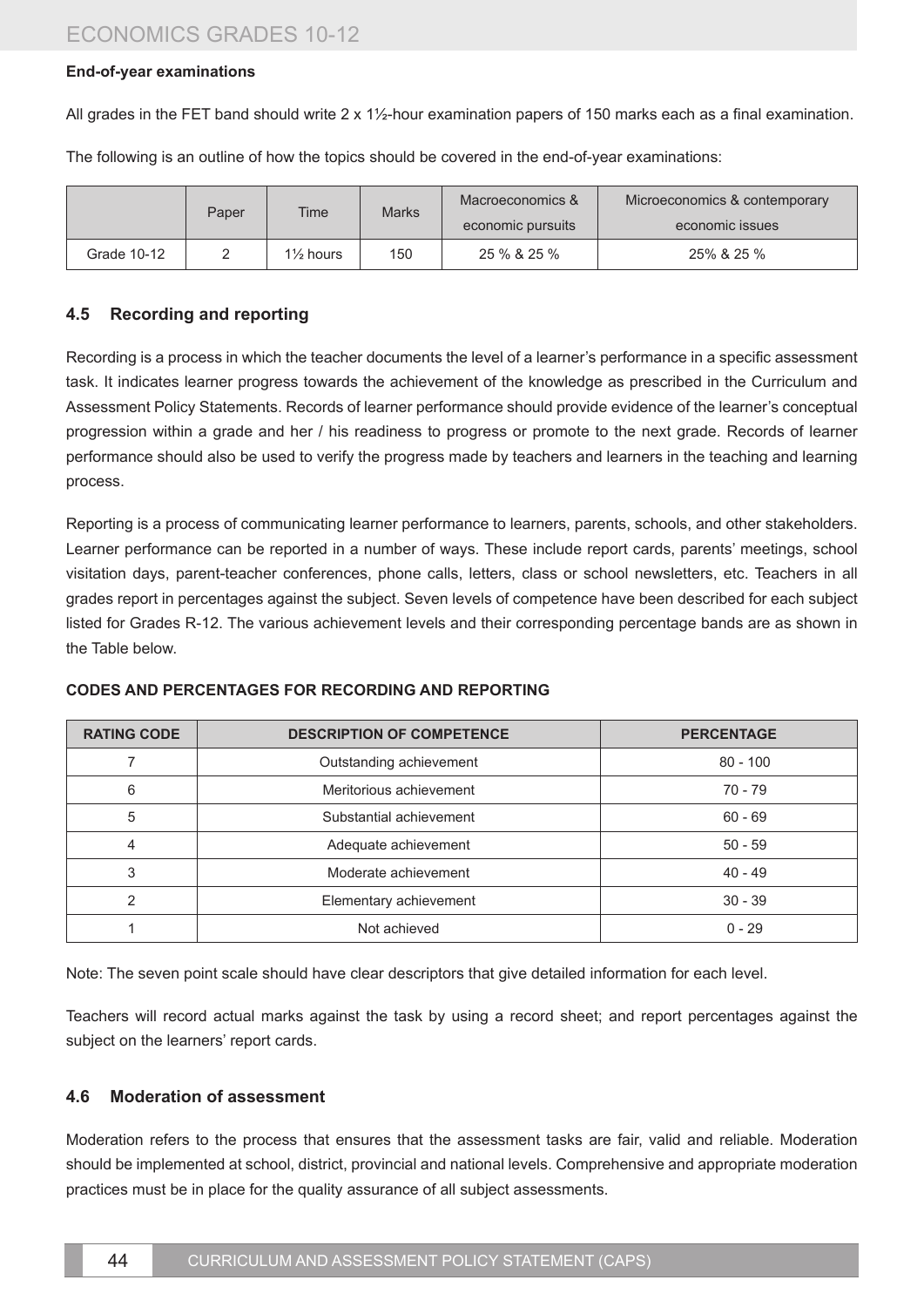**End-of-year examinations**

All grades in the FET band should write 2 x 1½-hour examination papers of 150 marks each as a final examination.

The following is an outline of how the topics should be covered in the end-of-year examinations:

| | Paper | Time | Marks | Macroeconomics & economic pursuits | Microeconomics & contemporary economic issues |
|---|---|---|---|---|---|
| Grade 10-12 | 2 | 1½ hours | 150 | 25 % & 25 % | 25% & 25 % |

### 4.5 Recording and reporting

Recording is a process in which the teacher documents the level of a learner's performance in a specific assessment task. It indicates learner progress towards the achievement of the knowledge as prescribed in the Curriculum and Assessment Policy Statements. Records of learner performance should provide evidence of the learner's conceptual progression within a grade and her / his readiness to progress or promote to the next grade. Records of learner performance should also be used to verify the progress made by teachers and learners in the teaching and learning process.

Reporting is a process of communicating learner performance to learners, parents, schools, and other stakeholders. Learner performance can be reported in a number of ways. These include report cards, parents' meetings, school visitation days, parent-teacher conferences, phone calls, letters, class or school newsletters, etc. Teachers in all grades report in percentages against the subject. Seven levels of competence have been described for each subject listed for Grades R-12. The various achievement levels and their corresponding percentage bands are as shown in the Table below.

**CODES AND PERCENTAGES FOR RECORDING AND REPORTING**

| RATING CODE | DESCRIPTION OF COMPETENCE | PERCENTAGE |
|---|---|---|
| 7 | Outstanding achievement | 80 - 100 |
| 6 | Meritorious achievement | 70 - 79 |
| 5 | Substantial achievement | 60 - 69 |
| 4 | Adequate achievement | 50 - 59 |
| 3 | Moderate achievement | 40 - 49 |
| 2 | Elementary achievement | 30 - 39 |
| 1 | Not achieved | 0 - 29 |

Note: The seven point scale should have clear descriptors that give detailed information for each level.

Teachers will record actual marks against the task by using a record sheet; and report percentages against the subject on the learners' report cards.

### 4.6 Moderation of assessment

Moderation refers to the process that ensures that the assessment tasks are fair, valid and reliable. Moderation should be implemented at school, district, provincial and national levels. Comprehensive and appropriate moderation practices must be in place for the quality assurance of all subject assessments.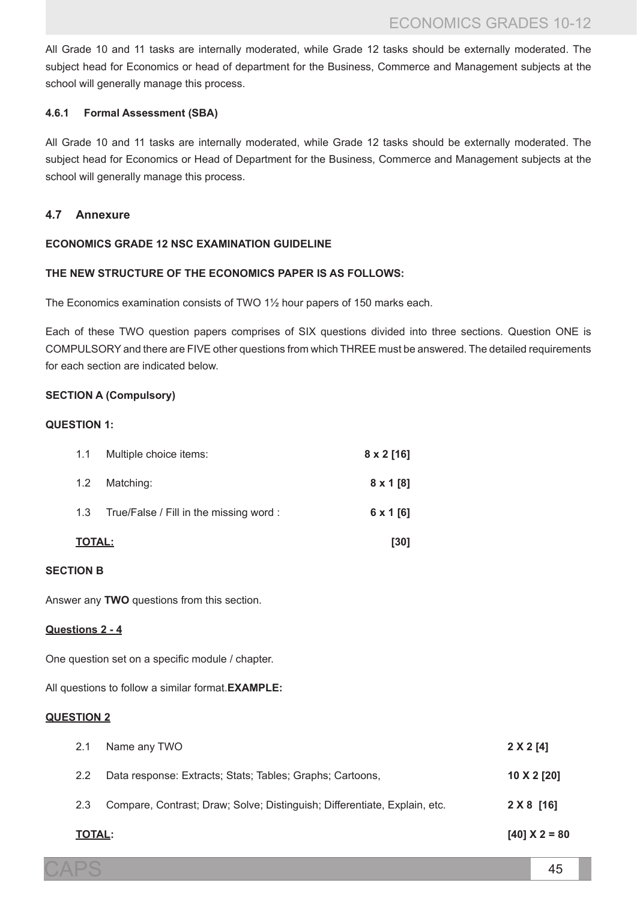All Grade 10 and 11 tasks are internally moderated, while Grade 12 tasks should be externally moderated. The subject head for Economics or head of department for the Business, Commerce and Management subjects at the school will generally manage this process.

#### 4.6.1 Formal Assessment (SBA)

All Grade 10 and 11 tasks are internally moderated, while Grade 12 tasks should be externally moderated. The subject head for Economics or Head of Department for the Business, Commerce and Management subjects at the school will generally manage this process.

### 4.7 Annexure

**ECONOMICS GRADE 12 NSC EXAMINATION GUIDELINE**

**THE NEW STRUCTURE OF THE ECONOMICS PAPER IS AS FOLLOWS:**

The Economics examination consists of TWO 1½ hour papers of 150 marks each.

Each of these TWO question papers comprises of SIX questions divided into three sections. Question ONE is COMPULSORY and there are FIVE other questions from which THREE must be answered. The detailed requirements for each section are indicated below.

**SECTION A (Compulsory)**

**QUESTION 1:**

| | | |
|---|---|---|
| 1.1 | Multiple choice items: | **8 x 2 [16]** |
| 1.2 | Matching: | **8 x 1 [8]** |
| 1.3 | True/False / Fill in the missing word : | **6 x 1 [6]** |
| **TOTAL:** | | **[30]** |

**SECTION B**

Answer any **TWO** questions from this section.

**Questions 2 - 4**

One question set on a specific module / chapter.

All questions to follow a similar format.**EXAMPLE:**

**QUESTION 2**

| | | |
|---|---|---|
| 2.1 | Name any TWO | **2 X 2 [4]** |
| 2.2 | Data response: Extracts; Stats; Tables; Graphs; Cartoons, | **10 X 2 [20]** |
| 2.3 | Compare, Contrast; Draw; Solve; Distinguish; Differentiate, Explain, etc. | **2 X 8 [16]** |
| **TOTAL:** | | **[40] X 2 = 80** |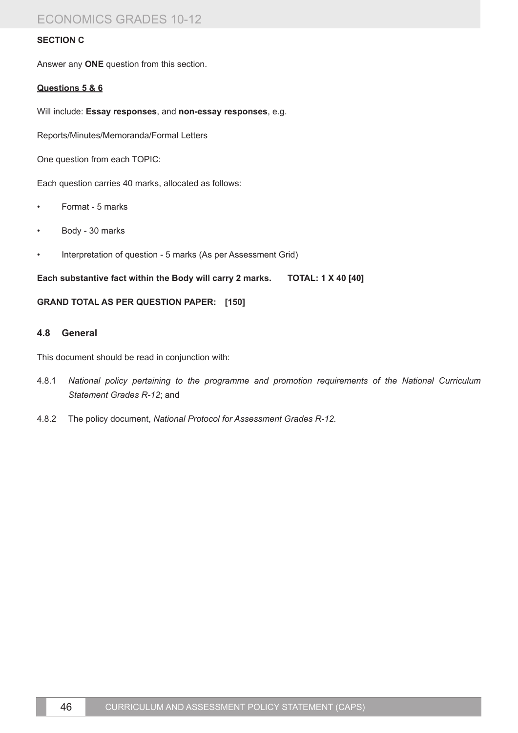**SECTION C**

Answer any **ONE** question from this section.

**Questions 5 & 6**

Will include: **Essay responses**, and **non-essay responses**, e.g.

Reports/Minutes/Memoranda/Formal Letters

One question from each TOPIC:

Each question carries 40 marks, allocated as follows:

- Format - 5 marks
- Body - 30 marks
- Interpretation of question - 5 marks (As per Assessment Grid)

**Each substantive fact within the Body will carry 2 marks.  TOTAL: 1 X 40 [40]**

**GRAND TOTAL AS PER QUESTION PAPER: [150]**

### 4.8 General

This document should be read in conjunction with:

4.8.1 *National policy pertaining to the programme and promotion requirements of the National Curriculum Statement Grades R-12*; and

4.8.2 The policy document, *National Protocol for Assessment Grades R-12.*